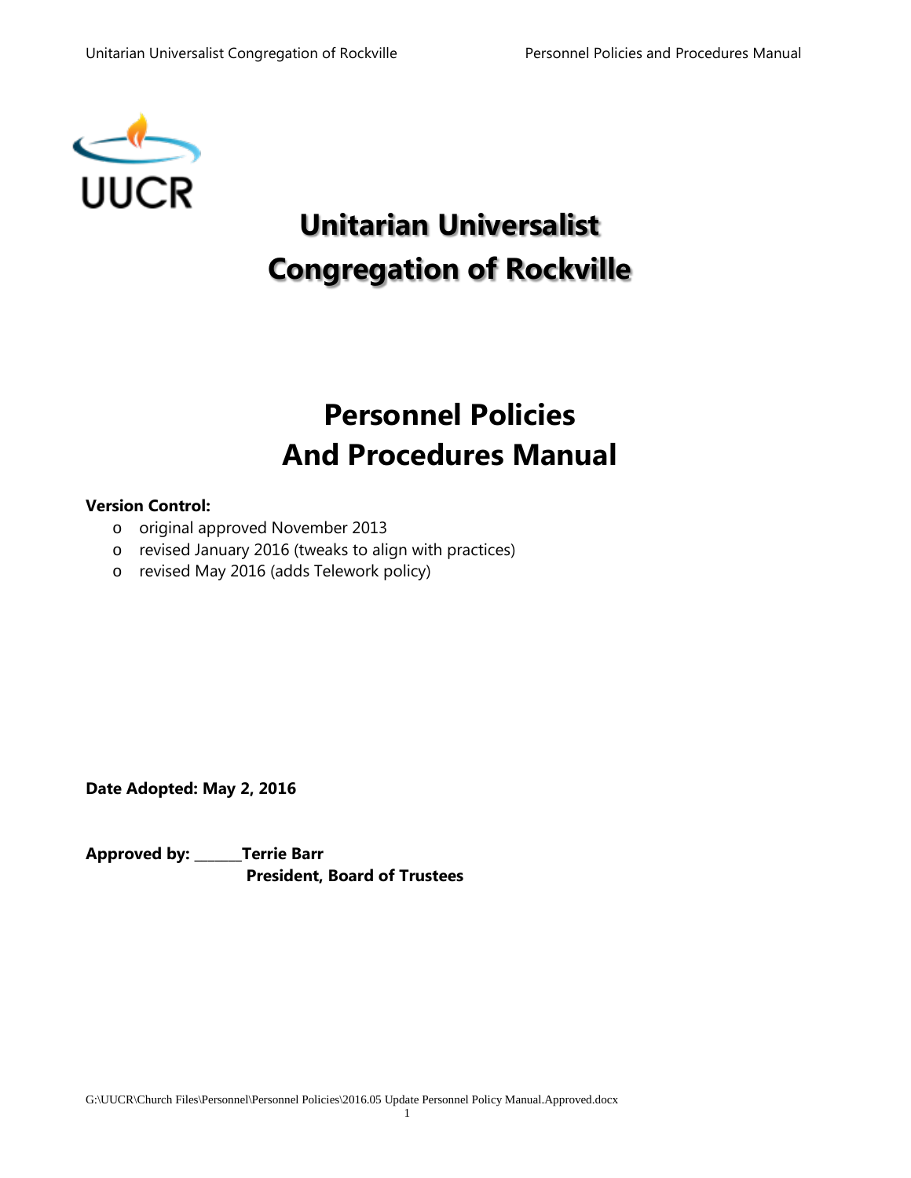UUCR

# Unitarian Universalist Congregation of Rockville

# Personnel Policies And Procedures Manual

**Version Control:**

- original approved November 2013
- revised January 2016 (tweaks to align with practices)
- revised May 2016 (adds Telework policy)

**Date Adopted: May 2, 2016**

**Approved by: ______Terrie Barr**
**President, Board of Trustees**

G:\UUCR\Church Files\Personnel\Personnel Policies\2016.05 Update Personnel Policy Manual.Approved.docx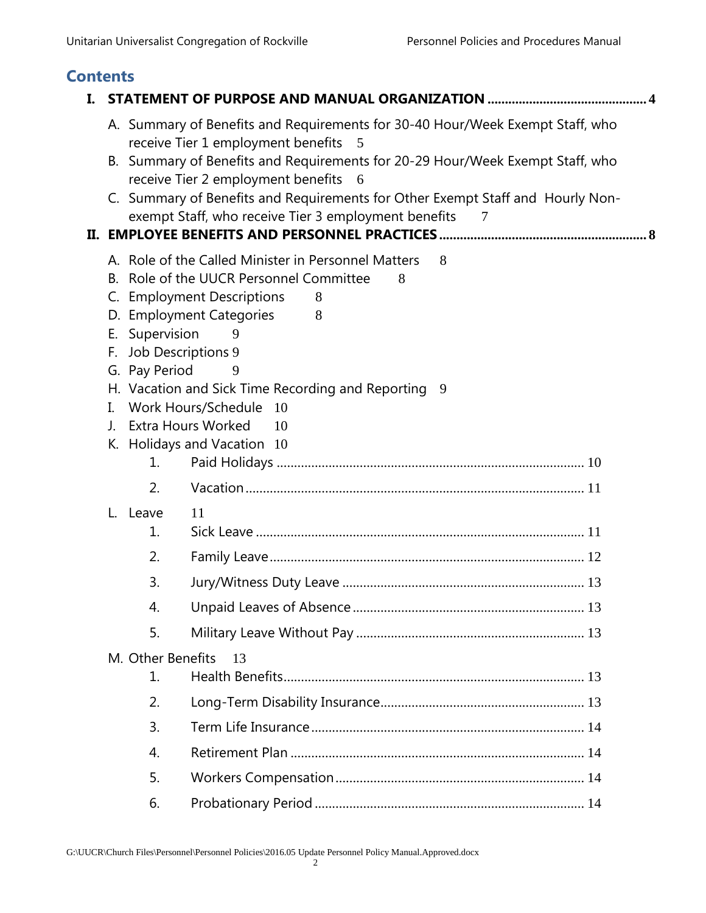# Contents

**I. STATEMENT OF PURPOSE AND MANUAL ORGANIZATION .............................................. 4**

A. Summary of Benefits and Requirements for 30-40 Hour/Week Exempt Staff, who receive Tier 1 employment benefits 5

B. Summary of Benefits and Requirements for 20-29 Hour/Week Exempt Staff, who receive Tier 2 employment benefits 6

C. Summary of Benefits and Requirements for Other Exempt Staff and Hourly Non-exempt Staff, who receive Tier 3 employment benefits 7

**II. EMPLOYEE BENEFITS AND PERSONNEL PRACTICES ............................................................ 8**

A. Role of the Called Minister in Personnel Matters 8

B. Role of the UUCR Personnel Committee 8

C. Employment Descriptions 8

D. Employment Categories 8

E. Supervision 9

F. Job Descriptions 9

G. Pay Period 9

H. Vacation and Sick Time Recording and Reporting 9

I. Work Hours/Schedule 10

J. Extra Hours Worked 10

K. Holidays and Vacation 10

1. Paid Holidays ........................................................................................ 10
2. Vacation ................................................................................................ 11

L. Leave 11

1. Sick Leave ............................................................................................. 11
2. Family Leave .......................................................................................... 12
3. Jury/Witness Duty Leave ..................................................................... 13
4. Unpaid Leaves of Absence .................................................................. 13
5. Military Leave Without Pay ................................................................. 13

M. Other Benefits 13

1. Health Benefits...................................................................................... 13
2. Long-Term Disability Insurance.......................................................... 13
3. Term Life Insurance .............................................................................. 14
4. Retirement Plan .................................................................................... 14
5. Workers Compensation ....................................................................... 14
6. Probationary Period ............................................................................. 14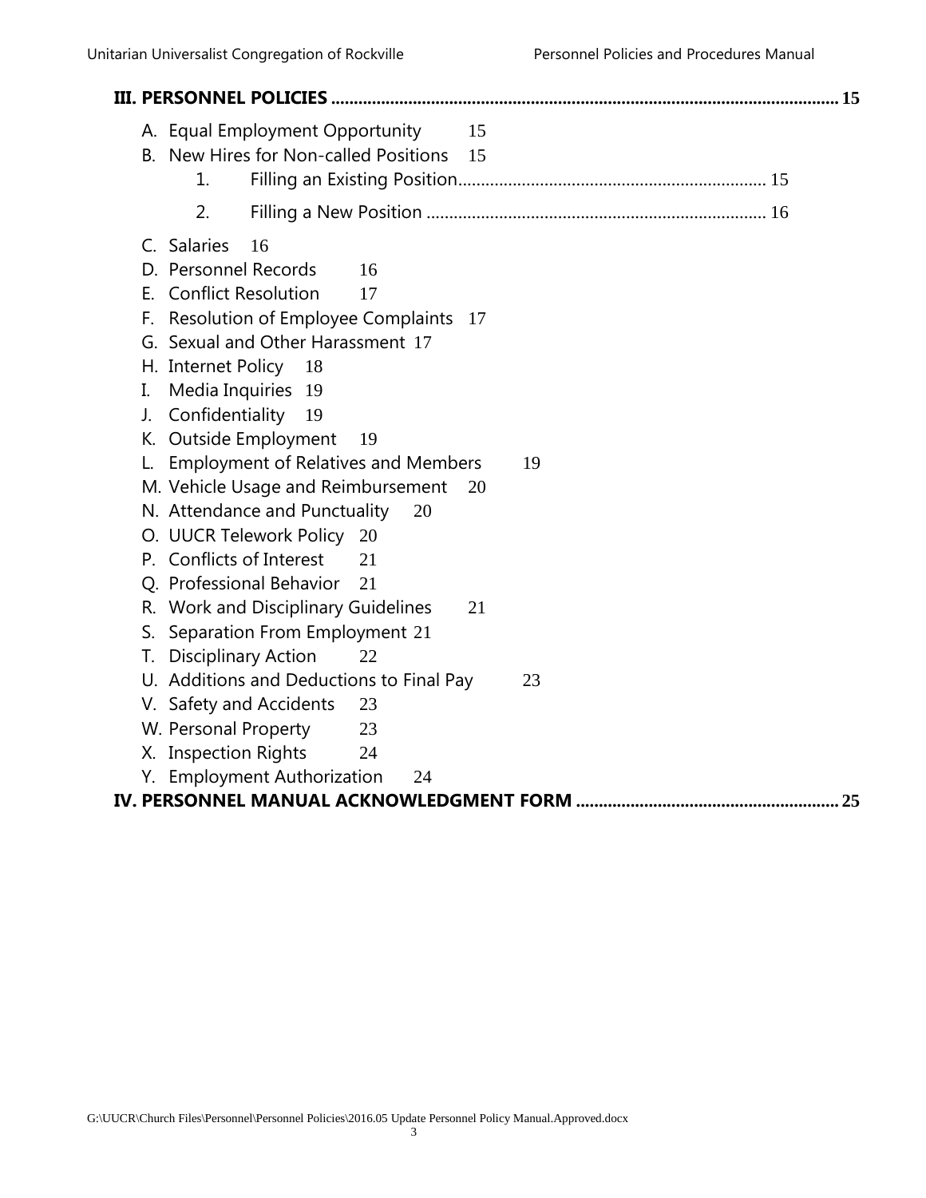**III. PERSONNEL POLICIES .............................................................................................................. 15**

- A. Equal Employment Opportunity 15
- B. New Hires for Non-called Positions 15
  1. Filling an Existing Position.................................................................. 15
  2. Filling a New Position .......................................................................... 16
- C. Salaries 16
- D. Personnel Records 16
- E. Conflict Resolution 17
- F. Resolution of Employee Complaints 17
- G. Sexual and Other Harassment 17
- H. Internet Policy 18
- I. Media Inquiries 19
- J. Confidentiality 19
- K. Outside Employment 19
- L. Employment of Relatives and Members 19
- M. Vehicle Usage and Reimbursement 20
- N. Attendance and Punctuality 20
- O. UUCR Telework Policy 20
- P. Conflicts of Interest 21
- Q. Professional Behavior 21
- R. Work and Disciplinary Guidelines 21
- S. Separation From Employment 21
- T. Disciplinary Action 22
- U. Additions and Deductions to Final Pay 23
- V. Safety and Accidents 23
- W. Personal Property 23
- X. Inspection Rights 24
- Y. Employment Authorization 24

**IV. PERSONNEL MANUAL ACKNOWLEDGMENT FORM ......................................................... 25**

G:\UUCR\Church Files\Personnel\Personnel Policies\2016.05 Update Personnel Policy Manual.Approved.docx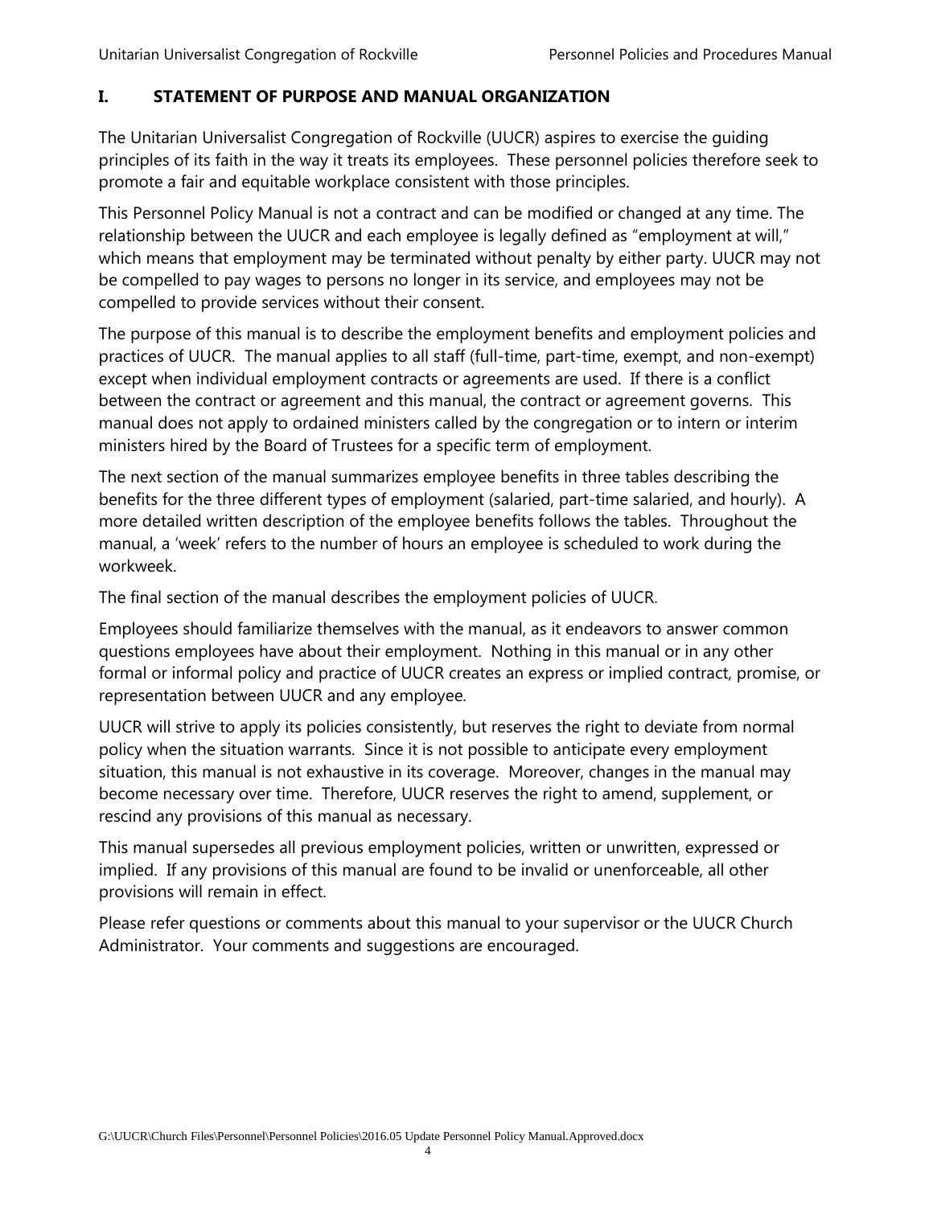## I. STATEMENT OF PURPOSE AND MANUAL ORGANIZATION

The Unitarian Universalist Congregation of Rockville (UUCR) aspires to exercise the guiding principles of its faith in the way it treats its employees. These personnel policies therefore seek to promote a fair and equitable workplace consistent with those principles.

This Personnel Policy Manual is not a contract and can be modified or changed at any time. The relationship between the UUCR and each employee is legally defined as "employment at will," which means that employment may be terminated without penalty by either party. UUCR may not be compelled to pay wages to persons no longer in its service, and employees may not be compelled to provide services without their consent.

The purpose of this manual is to describe the employment benefits and employment policies and practices of UUCR. The manual applies to all staff (full-time, part-time, exempt, and non-exempt) except when individual employment contracts or agreements are used. If there is a conflict between the contract or agreement and this manual, the contract or agreement governs. This manual does not apply to ordained ministers called by the congregation or to intern or interim ministers hired by the Board of Trustees for a specific term of employment.

The next section of the manual summarizes employee benefits in three tables describing the benefits for the three different types of employment (salaried, part-time salaried, and hourly). A more detailed written description of the employee benefits follows the tables. Throughout the manual, a 'week' refers to the number of hours an employee is scheduled to work during the workweek.

The final section of the manual describes the employment policies of UUCR.

Employees should familiarize themselves with the manual, as it endeavors to answer common questions employees have about their employment. Nothing in this manual or in any other formal or informal policy and practice of UUCR creates an express or implied contract, promise, or representation between UUCR and any employee.

UUCR will strive to apply its policies consistently, but reserves the right to deviate from normal policy when the situation warrants. Since it is not possible to anticipate every employment situation, this manual is not exhaustive in its coverage. Moreover, changes in the manual may become necessary over time. Therefore, UUCR reserves the right to amend, supplement, or rescind any provisions of this manual as necessary.

This manual supersedes all previous employment policies, written or unwritten, expressed or implied. If any provisions of this manual are found to be invalid or unenforceable, all other provisions will remain in effect.

Please refer questions or comments about this manual to your supervisor or the UUCR Church Administrator. Your comments and suggestions are encouraged.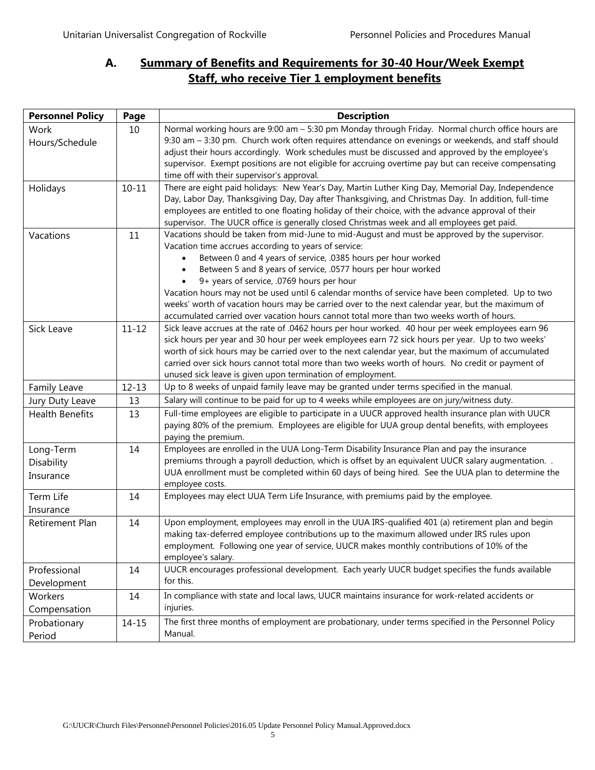## A. Summary of Benefits and Requirements for 30-40 Hour/Week Exempt Staff, who receive Tier 1 employment benefits

| Personnel Policy | Page | Description |
|---|---|---|
| Work Hours/Schedule | 10 | Normal working hours are 9:00 am – 5:30 pm Monday through Friday. Normal church office hours are 9:30 am – 3:30 pm. Church work often requires attendance on evenings or weekends, and staff should adjust their hours accordingly. Work schedules must be discussed and approved by the employee's supervisor. Exempt positions are not eligible for accruing overtime pay but can receive compensating time off with their supervisor's approval. |
| Holidays | 10-11 | There are eight paid holidays: New Year's Day, Martin Luther King Day, Memorial Day, Independence Day, Labor Day, Thanksgiving Day, Day after Thanksgiving, and Christmas Day. In addition, full-time employees are entitled to one floating holiday of their choice, with the advance approval of their supervisor. The UUCR office is generally closed Christmas week and all employees get paid. |
| Vacations | 11 | Vacations should be taken from mid-June to mid-August and must be approved by the supervisor. Vacation time accrues according to years of service: <br>• Between 0 and 4 years of service, .0385 hours per hour worked <br>• Between 5 and 8 years of service, .0577 hours per hour worked <br>• 9+ years of service, .0769 hours per hour <br>Vacation hours may not be used until 6 calendar months of service have been completed. Up to two weeks' worth of vacation hours may be carried over to the next calendar year, but the maximum of accumulated carried over vacation hours cannot total more than two weeks worth of hours. |
| Sick Leave | 11-12 | Sick leave accrues at the rate of .0462 hours per hour worked. 40 hour per week employees earn 96 sick hours per year and 30 hour per week employees earn 72 sick hours per year. Up to two weeks' worth of sick hours may be carried over to the next calendar year, but the maximum of accumulated carried over sick hours cannot total more than two weeks worth of hours. No credit or payment of unused sick leave is given upon termination of employment. |
| Family Leave | 12-13 | Up to 8 weeks of unpaid family leave may be granted under terms specified in the manual. |
| Jury Duty Leave | 13 | Salary will continue to be paid for up to 4 weeks while employees are on jury/witness duty. |
| Health Benefits | 13 | Full-time employees are eligible to participate in a UUCR approved health insurance plan with UUCR paying 80% of the premium. Employees are eligible for UUA group dental benefits, with employees paying the premium. |
| Long-Term Disability Insurance | 14 | Employees are enrolled in the UUA Long-Term Disability Insurance Plan and pay the insurance premiums through a payroll deduction, which is offset by an equivalent UUCR salary augmentation. . UUA enrollment must be completed within 60 days of being hired. See the UUA plan to determine the employee costs. |
| Term Life Insurance | 14 | Employees may elect UUA Term Life Insurance, with premiums paid by the employee. |
| Retirement Plan | 14 | Upon employment, employees may enroll in the UUA IRS-qualified 401 (a) retirement plan and begin making tax-deferred employee contributions up to the maximum allowed under IRS rules upon employment. Following one year of service, UUCR makes monthly contributions of 10% of the employee's salary. |
| Professional Development | 14 | UUCR encourages professional development. Each yearly UUCR budget specifies the funds available for this. |
| Workers Compensation | 14 | In compliance with state and local laws, UUCR maintains insurance for work-related accidents or injuries. |
| Probationary Period | 14-15 | The first three months of employment are probationary, under terms specified in the Personnel Policy Manual. |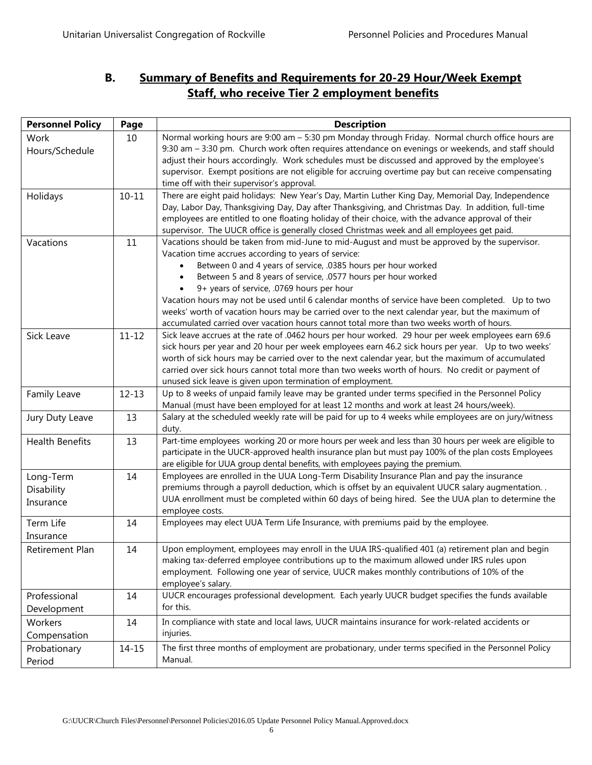## B. Summary of Benefits and Requirements for 20-29 Hour/Week Exempt Staff, who receive Tier 2 employment benefits

| Personnel Policy | Page | Description |
|---|---|---|
| Work Hours/Schedule | 10 | Normal working hours are 9:00 am – 5:30 pm Monday through Friday. Normal church office hours are 9:30 am – 3:30 pm. Church work often requires attendance on evenings or weekends, and staff should adjust their hours accordingly. Work schedules must be discussed and approved by the employee's supervisor. Exempt positions are not eligible for accruing overtime pay but can receive compensating time off with their supervisor's approval. |
| Holidays | 10-11 | There are eight paid holidays: New Year's Day, Martin Luther King Day, Memorial Day, Independence Day, Labor Day, Thanksgiving Day, Day after Thanksgiving, and Christmas Day. In addition, full-time employees are entitled to one floating holiday of their choice, with the advance approval of their supervisor. The UUCR office is generally closed Christmas week and all employees get paid. |
| Vacations | 11 | Vacations should be taken from mid-June to mid-August and must be approved by the supervisor. Vacation time accrues according to years of service: <br>• Between 0 and 4 years of service, .0385 hours per hour worked <br>• Between 5 and 8 years of service, .0577 hours per hour worked <br>• 9+ years of service, .0769 hours per hour <br>Vacation hours may not be used until 6 calendar months of service have been completed. Up to two weeks' worth of vacation hours may be carried over to the next calendar year, but the maximum of accumulated carried over vacation hours cannot total more than two weeks worth of hours. |
| Sick Leave | 11-12 | Sick leave accrues at the rate of .0462 hours per hour worked. 29 hour per week employees earn 69.6 sick hours per year and 20 hour per week employees earn 46.2 sick hours per year. Up to two weeks' worth of sick hours may be carried over to the next calendar year, but the maximum of accumulated carried over sick hours cannot total more than two weeks worth of hours. No credit or payment of unused sick leave is given upon termination of employment. |
| Family Leave | 12-13 | Up to 8 weeks of unpaid family leave may be granted under terms specified in the Personnel Policy Manual (must have been employed for at least 12 months and work at least 24 hours/week). |
| Jury Duty Leave | 13 | Salary at the scheduled weekly rate will be paid for up to 4 weeks while employees are on jury/witness duty. |
| Health Benefits | 13 | Part-time employees working 20 or more hours per week and less than 30 hours per week are eligible to participate in the UUCR-approved health insurance plan but must pay 100% of the plan costs Employees are eligible for UUA group dental benefits, with employees paying the premium. |
| Long-Term Disability Insurance | 14 | Employees are enrolled in the UUA Long-Term Disability Insurance Plan and pay the insurance premiums through a payroll deduction, which is offset by an equivalent UUCR salary augmentation. . UUA enrollment must be completed within 60 days of being hired. See the UUA plan to determine the employee costs. |
| Term Life Insurance | 14 | Employees may elect UUA Term Life Insurance, with premiums paid by the employee. |
| Retirement Plan | 14 | Upon employment, employees may enroll in the UUA IRS-qualified 401 (a) retirement plan and begin making tax-deferred employee contributions up to the maximum allowed under IRS rules upon employment. Following one year of service, UUCR makes monthly contributions of 10% of the employee's salary. |
| Professional Development | 14 | UUCR encourages professional development. Each yearly UUCR budget specifies the funds available for this. |
| Workers Compensation | 14 | In compliance with state and local laws, UUCR maintains insurance for work-related accidents or injuries. |
| Probationary Period | 14-15 | The first three months of employment are probationary, under terms specified in the Personnel Policy Manual. |

G:\UUCR\Church Files\Personnel\Personnel Policies\2016.05 Update Personnel Policy Manual.Approved.docx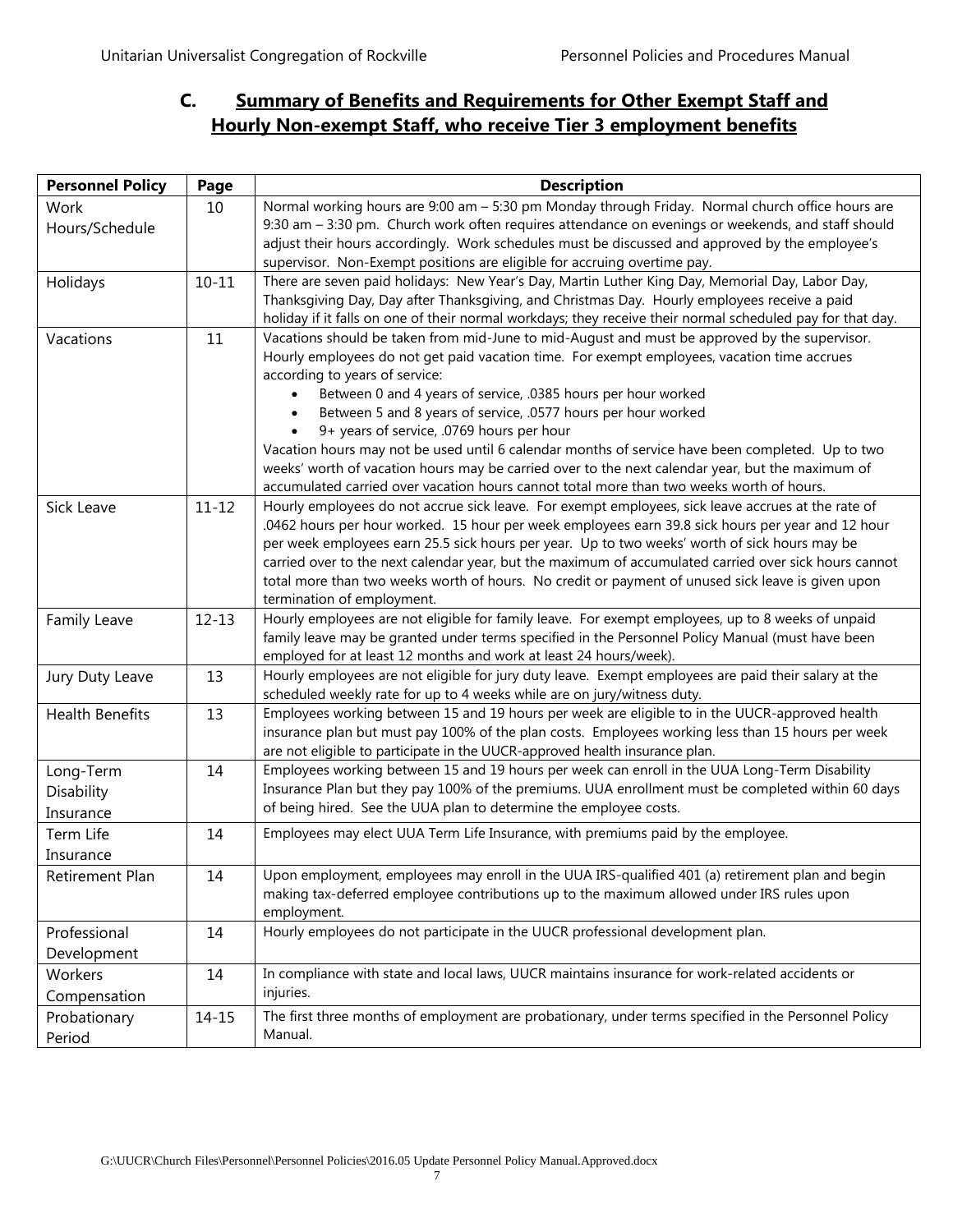## C. Summary of Benefits and Requirements for Other Exempt Staff and Hourly Non-exempt Staff, who receive Tier 3 employment benefits

| Personnel Policy | Page | Description |
|---|---|---|
| Work Hours/Schedule | 10 | Normal working hours are 9:00 am – 5:30 pm Monday through Friday. Normal church office hours are 9:30 am – 3:30 pm. Church work often requires attendance on evenings or weekends, and staff should adjust their hours accordingly. Work schedules must be discussed and approved by the employee's supervisor. Non-Exempt positions are eligible for accruing overtime pay. |
| Holidays | 10-11 | There are seven paid holidays: New Year's Day, Martin Luther King Day, Memorial Day, Labor Day, Thanksgiving Day, Day after Thanksgiving, and Christmas Day. Hourly employees receive a paid holiday if it falls on one of their normal workdays; they receive their normal scheduled pay for that day. |
| Vacations | 11 | Vacations should be taken from mid-June to mid-August and must be approved by the supervisor. Hourly employees do not get paid vacation time. For exempt employees, vacation time accrues according to years of service: <br>• Between 0 and 4 years of service, .0385 hours per hour worked <br>• Between 5 and 8 years of service, .0577 hours per hour worked <br>• 9+ years of service, .0769 hours per hour <br>Vacation hours may not be used until 6 calendar months of service have been completed. Up to two weeks' worth of vacation hours may be carried over to the next calendar year, but the maximum of accumulated carried over vacation hours cannot total more than two weeks worth of hours. |
| Sick Leave | 11-12 | Hourly employees do not accrue sick leave. For exempt employees, sick leave accrues at the rate of .0462 hours per hour worked. 15 hour per week employees earn 39.8 sick hours per year and 12 hour per week employees earn 25.5 sick hours per year. Up to two weeks' worth of sick hours may be carried over to the next calendar year, but the maximum of accumulated carried over sick hours cannot total more than two weeks worth of hours. No credit or payment of unused sick leave is given upon termination of employment. |
| Family Leave | 12-13 | Hourly employees are not eligible for family leave. For exempt employees, up to 8 weeks of unpaid family leave may be granted under terms specified in the Personnel Policy Manual (must have been employed for at least 12 months and work at least 24 hours/week). |
| Jury Duty Leave | 13 | Hourly employees are not eligible for jury duty leave. Exempt employees are paid their salary at the scheduled weekly rate for up to 4 weeks while are on jury/witness duty. |
| Health Benefits | 13 | Employees working between 15 and 19 hours per week are eligible to in the UUCR-approved health insurance plan but must pay 100% of the plan costs. Employees working less than 15 hours per week are not eligible to participate in the UUCR-approved health insurance plan. |
| Long-Term Disability Insurance | 14 | Employees working between 15 and 19 hours per week can enroll in the UUA Long-Term Disability Insurance Plan but they pay 100% of the premiums. UUA enrollment must be completed within 60 days of being hired. See the UUA plan to determine the employee costs. |
| Term Life Insurance | 14 | Employees may elect UUA Term Life Insurance, with premiums paid by the employee. |
| Retirement Plan | 14 | Upon employment, employees may enroll in the UUA IRS-qualified 401 (a) retirement plan and begin making tax-deferred employee contributions up to the maximum allowed under IRS rules upon employment. |
| Professional Development | 14 | Hourly employees do not participate in the UUCR professional development plan. |
| Workers Compensation | 14 | In compliance with state and local laws, UUCR maintains insurance for work-related accidents or injuries. |
| Probationary Period | 14-15 | The first three months of employment are probationary, under terms specified in the Personnel Policy Manual. |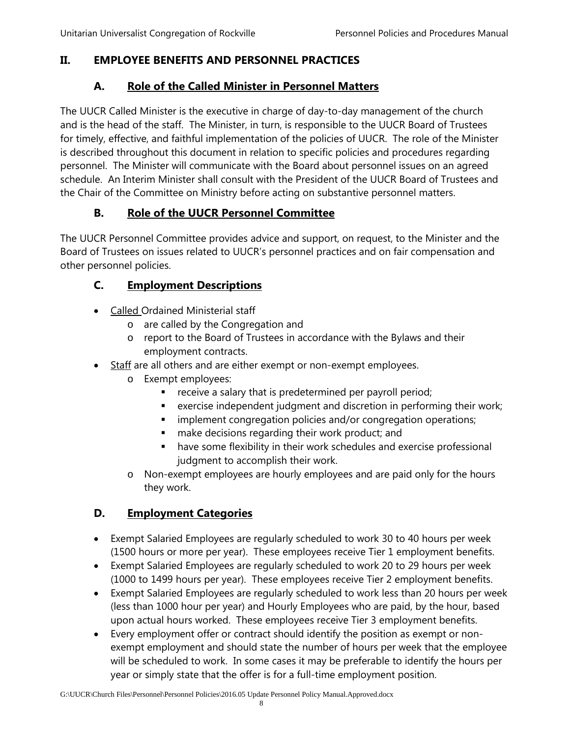## II. EMPLOYEE BENEFITS AND PERSONNEL PRACTICES

### A. Role of the Called Minister in Personnel Matters

The UUCR Called Minister is the executive in charge of day-to-day management of the church and is the head of the staff. The Minister, in turn, is responsible to the UUCR Board of Trustees for timely, effective, and faithful implementation of the policies of UUCR. The role of the Minister is described throughout this document in relation to specific policies and procedures regarding personnel. The Minister will communicate with the Board about personnel issues on an agreed schedule. An Interim Minister shall consult with the President of the UUCR Board of Trustees and the Chair of the Committee on Ministry before acting on substantive personnel matters.

### B. Role of the UUCR Personnel Committee

The UUCR Personnel Committee provides advice and support, on request, to the Minister and the Board of Trustees on issues related to UUCR's personnel practices and on fair compensation and other personnel policies.

### C. Employment Descriptions

- Called Ordained Ministerial staff
  - are called by the Congregation and
  - report to the Board of Trustees in accordance with the Bylaws and their employment contracts.
- Staff are all others and are either exempt or non-exempt employees.
  - Exempt employees:
    - receive a salary that is predetermined per payroll period;
    - exercise independent judgment and discretion in performing their work;
    - implement congregation policies and/or congregation operations;
    - make decisions regarding their work product; and
    - have some flexibility in their work schedules and exercise professional judgment to accomplish their work.
  - Non-exempt employees are hourly employees and are paid only for the hours they work.

### D. Employment Categories

- Exempt Salaried Employees are regularly scheduled to work 30 to 40 hours per week (1500 hours or more per year). These employees receive Tier 1 employment benefits.
- Exempt Salaried Employees are regularly scheduled to work 20 to 29 hours per week (1000 to 1499 hours per year). These employees receive Tier 2 employment benefits.
- Exempt Salaried Employees are regularly scheduled to work less than 20 hours per week (less than 1000 hour per year) and Hourly Employees who are paid, by the hour, based upon actual hours worked. These employees receive Tier 3 employment benefits.
- Every employment offer or contract should identify the position as exempt or non-exempt employment and should state the number of hours per week that the employee will be scheduled to work. In some cases it may be preferable to identify the hours per year or simply state that the offer is for a full-time employment position.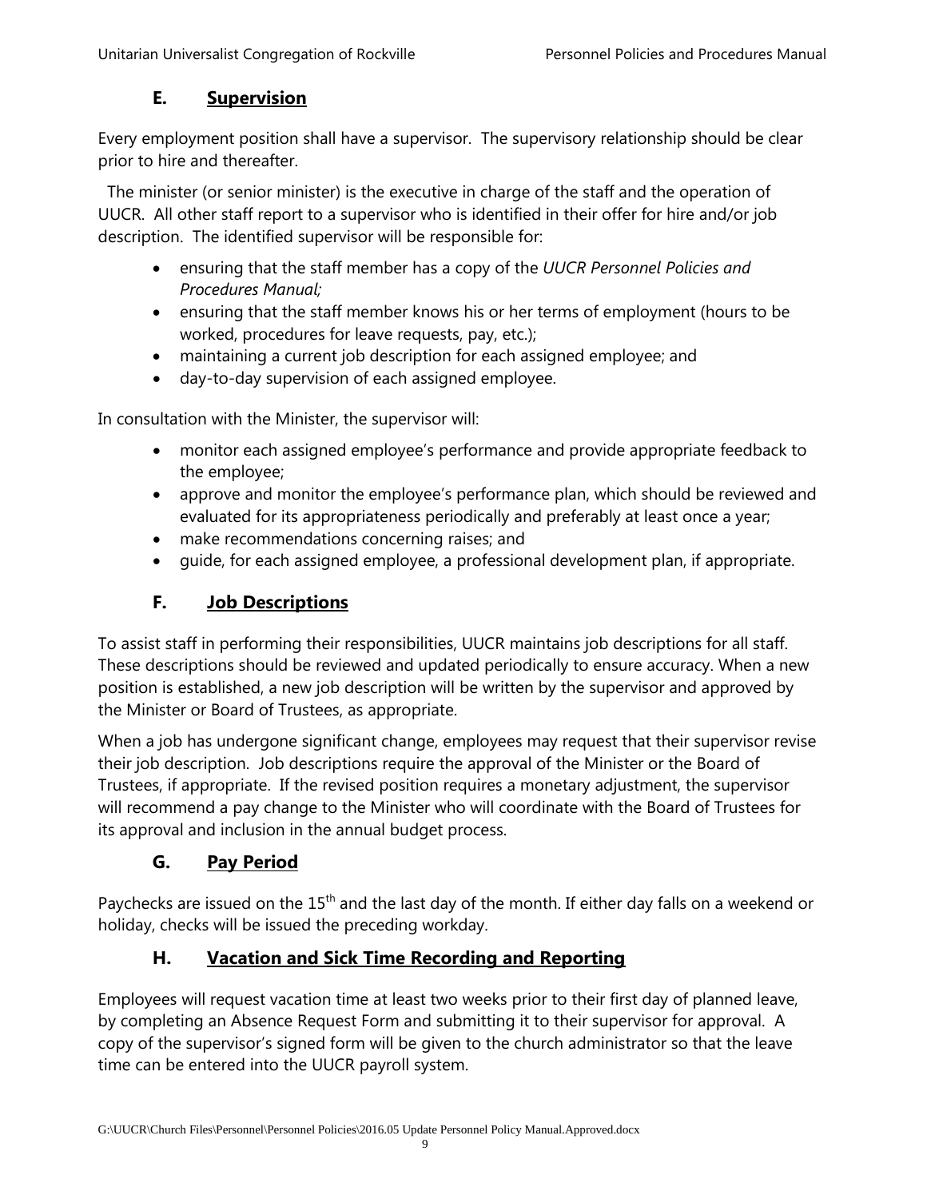### E. Supervision

Every employment position shall have a supervisor. The supervisory relationship should be clear prior to hire and thereafter.

The minister (or senior minister) is the executive in charge of the staff and the operation of UUCR. All other staff report to a supervisor who is identified in their offer for hire and/or job description. The identified supervisor will be responsible for:

- ensuring that the staff member has a copy of the *UUCR Personnel Policies and Procedures Manual;*
- ensuring that the staff member knows his or her terms of employment (hours to be worked, procedures for leave requests, pay, etc.);
- maintaining a current job description for each assigned employee; and
- day-to-day supervision of each assigned employee.

In consultation with the Minister, the supervisor will:

- monitor each assigned employee's performance and provide appropriate feedback to the employee;
- approve and monitor the employee's performance plan, which should be reviewed and evaluated for its appropriateness periodically and preferably at least once a year;
- make recommendations concerning raises; and
- guide, for each assigned employee, a professional development plan, if appropriate.

### F. Job Descriptions

To assist staff in performing their responsibilities, UUCR maintains job descriptions for all staff. These descriptions should be reviewed and updated periodically to ensure accuracy. When a new position is established, a new job description will be written by the supervisor and approved by the Minister or Board of Trustees, as appropriate.

When a job has undergone significant change, employees may request that their supervisor revise their job description. Job descriptions require the approval of the Minister or the Board of Trustees, if appropriate. If the revised position requires a monetary adjustment, the supervisor will recommend a pay change to the Minister who will coordinate with the Board of Trustees for its approval and inclusion in the annual budget process.

### G. Pay Period

Paychecks are issued on the 15th and the last day of the month. If either day falls on a weekend or holiday, checks will be issued the preceding workday.

### H. Vacation and Sick Time Recording and Reporting

Employees will request vacation time at least two weeks prior to their first day of planned leave, by completing an Absence Request Form and submitting it to their supervisor for approval. A copy of the supervisor's signed form will be given to the church administrator so that the leave time can be entered into the UUCR payroll system.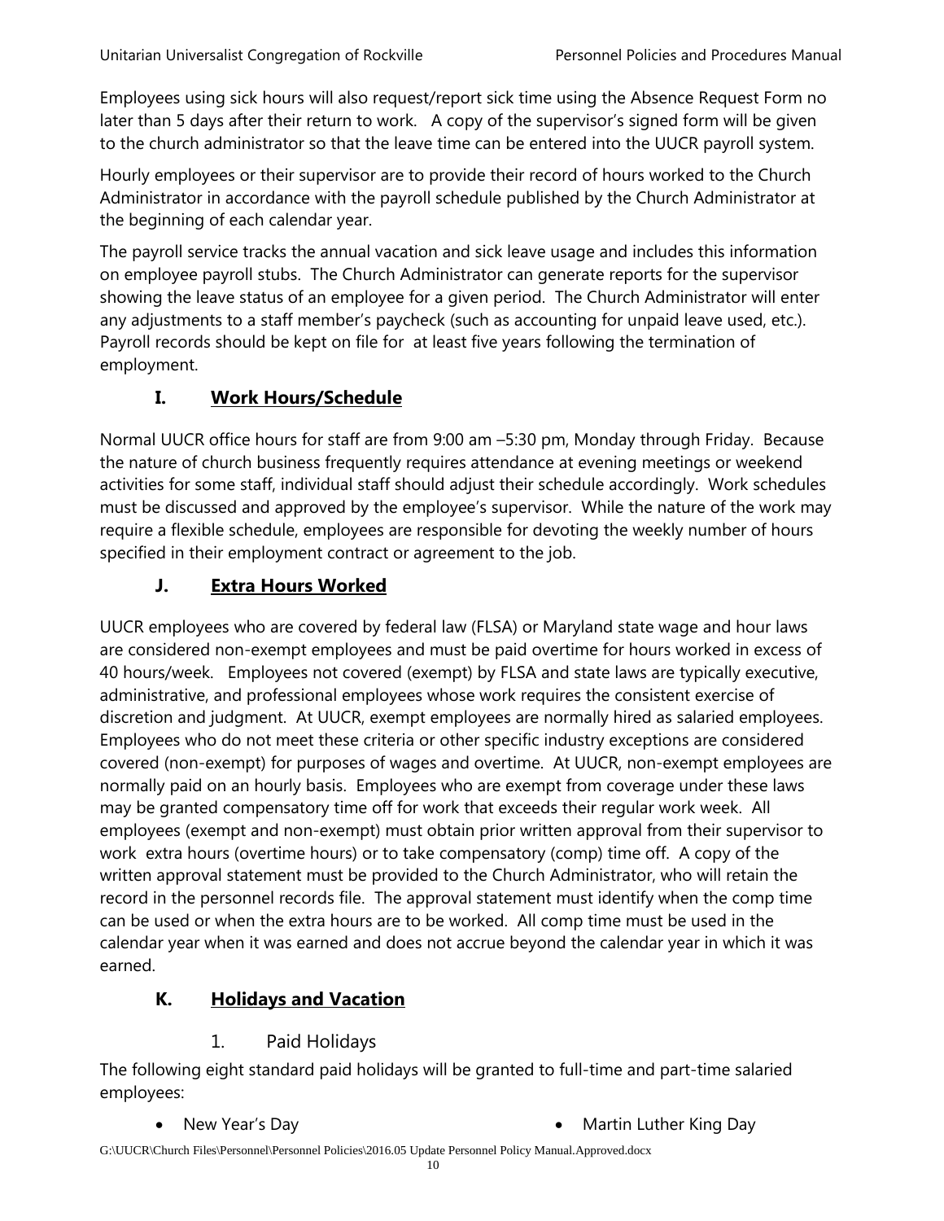Employees using sick hours will also request/report sick time using the Absence Request Form no later than 5 days after their return to work. A copy of the supervisor's signed form will be given to the church administrator so that the leave time can be entered into the UUCR payroll system.

Hourly employees or their supervisor are to provide their record of hours worked to the Church Administrator in accordance with the payroll schedule published by the Church Administrator at the beginning of each calendar year.

The payroll service tracks the annual vacation and sick leave usage and includes this information on employee payroll stubs. The Church Administrator can generate reports for the supervisor showing the leave status of an employee for a given period. The Church Administrator will enter any adjustments to a staff member's paycheck (such as accounting for unpaid leave used, etc.). Payroll records should be kept on file for at least five years following the termination of employment.

## I. Work Hours/Schedule

Normal UUCR office hours for staff are from 9:00 am –5:30 pm, Monday through Friday. Because the nature of church business frequently requires attendance at evening meetings or weekend activities for some staff, individual staff should adjust their schedule accordingly. Work schedules must be discussed and approved by the employee's supervisor. While the nature of the work may require a flexible schedule, employees are responsible for devoting the weekly number of hours specified in their employment contract or agreement to the job.

## J. Extra Hours Worked

UUCR employees who are covered by federal law (FLSA) or Maryland state wage and hour laws are considered non-exempt employees and must be paid overtime for hours worked in excess of 40 hours/week. Employees not covered (exempt) by FLSA and state laws are typically executive, administrative, and professional employees whose work requires the consistent exercise of discretion and judgment. At UUCR, exempt employees are normally hired as salaried employees. Employees who do not meet these criteria or other specific industry exceptions are considered covered (non-exempt) for purposes of wages and overtime. At UUCR, non-exempt employees are normally paid on an hourly basis. Employees who are exempt from coverage under these laws may be granted compensatory time off for work that exceeds their regular work week. All employees (exempt and non-exempt) must obtain prior written approval from their supervisor to work extra hours (overtime hours) or to take compensatory (comp) time off. A copy of the written approval statement must be provided to the Church Administrator, who will retain the record in the personnel records file. The approval statement must identify when the comp time can be used or when the extra hours are to be worked. All comp time must be used in the calendar year when it was earned and does not accrue beyond the calendar year in which it was earned.

## K. Holidays and Vacation

### 1. Paid Holidays

The following eight standard paid holidays will be granted to full-time and part-time salaried employees:

- New Year's Day
- Martin Luther King Day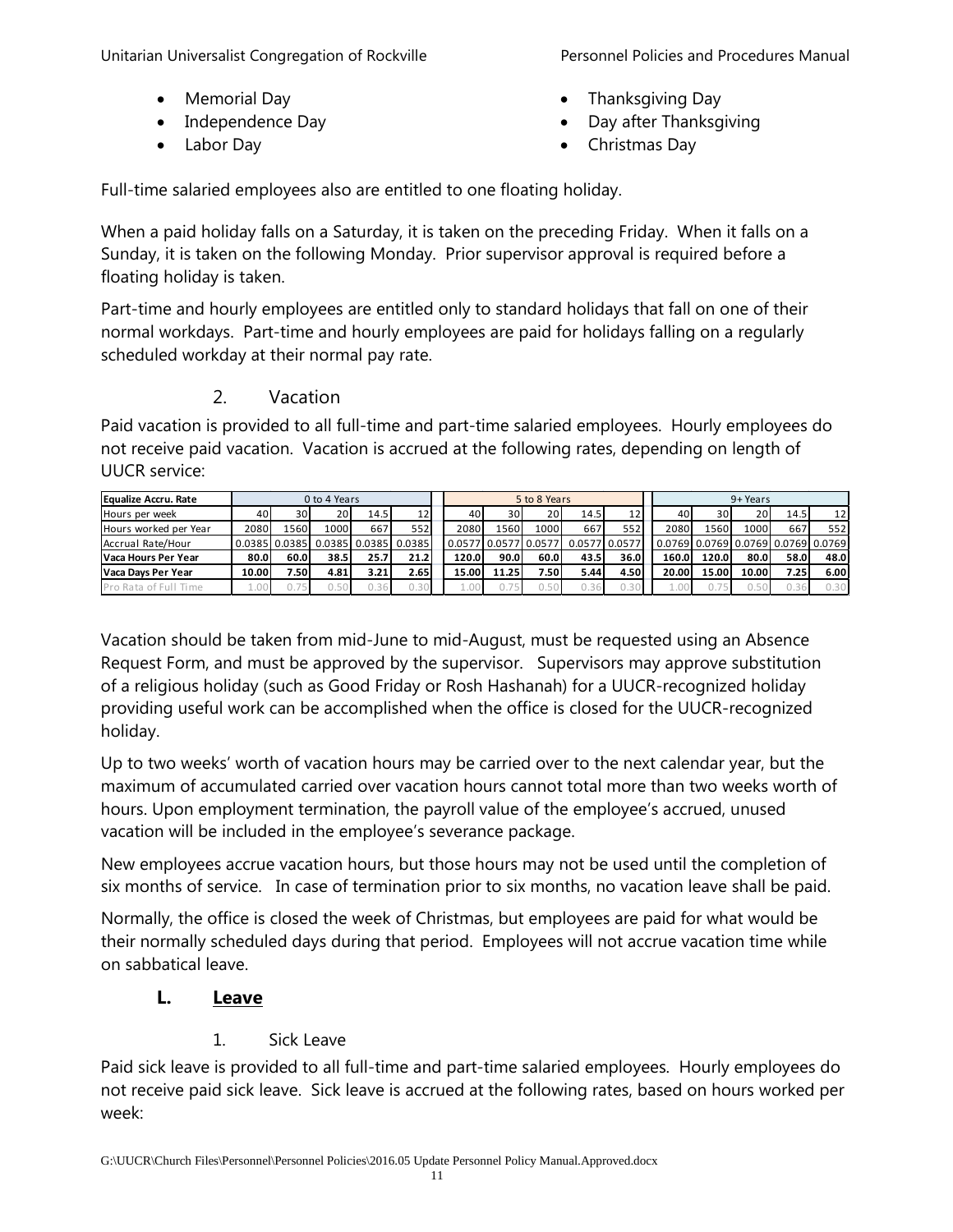- Memorial Day
- Independence Day
- Labor Day
- Thanksgiving Day
- Day after Thanksgiving
- Christmas Day

Full-time salaried employees also are entitled to one floating holiday.

When a paid holiday falls on a Saturday, it is taken on the preceding Friday. When it falls on a Sunday, it is taken on the following Monday. Prior supervisor approval is required before a floating holiday is taken.

Part-time and hourly employees are entitled only to standard holidays that fall on one of their normal workdays. Part-time and hourly employees are paid for holidays falling on a regularly scheduled workday at their normal pay rate.

### 2. Vacation

Paid vacation is provided to all full-time and part-time salaried employees. Hourly employees do not receive paid vacation. Vacation is accrued at the following rates, depending on length of UUCR service:

| Equalize Accru. Rate | 0 to 4 Years | | | | | 5 to 8 Years | | | | | 9+ Years | | | | |
|---|---|---|---|---|---|---|---|---|---|---|---|---|---|---|---|
| Hours per week | 40 | 30 | 20 | 14.5 | 12 | 40 | 30 | 20 | 14.5 | 12 | 40 | 30 | 20 | 14.5 | 12 |
| Hours worked per Year | 2080 | 1560 | 1000 | 667 | 552 | 2080 | 1560 | 1000 | 667 | 552 | 2080 | 1560 | 1000 | 667 | 552 |
| Accrual Rate/Hour | 0.0385 | 0.0385 | 0.0385 | 0.0385 | 0.0385 | 0.0577 | 0.0577 | 0.0577 | 0.0577 | 0.0577 | 0.0769 | 0.0769 | 0.0769 | 0.0769 | 0.0769 |
| **Vaca Hours Per Year** | **80.0** | **60.0** | **38.5** | **25.7** | **21.2** | **120.0** | **90.0** | **60.0** | **43.5** | **36.0** | **160.0** | **120.0** | **80.0** | **58.0** | **48.0** |
| **Vaca Days Per Year** | **10.00** | **7.50** | **4.81** | **3.21** | **2.65** | **15.00** | **11.25** | **7.50** | **5.44** | **4.50** | **20.00** | **15.00** | **10.00** | **7.25** | **6.00** |
| Pro Rata of Full Time | 1.00 | 0.75 | 0.50 | 0.36 | 0.30 | 1.00 | 0.75 | 0.50 | 0.36 | 0.30 | 1.00 | 0.75 | 0.50 | 0.36 | 0.30 |

Vacation should be taken from mid-June to mid-August, must be requested using an Absence Request Form, and must be approved by the supervisor. Supervisors may approve substitution of a religious holiday (such as Good Friday or Rosh Hashanah) for a UUCR-recognized holiday providing useful work can be accomplished when the office is closed for the UUCR-recognized holiday.

Up to two weeks' worth of vacation hours may be carried over to the next calendar year, but the maximum of accumulated carried over vacation hours cannot total more than two weeks worth of hours. Upon employment termination, the payroll value of the employee's accrued, unused vacation will be included in the employee's severance package.

New employees accrue vacation hours, but those hours may not be used until the completion of six months of service. In case of termination prior to six months, no vacation leave shall be paid.

Normally, the office is closed the week of Christmas, but employees are paid for what would be their normally scheduled days during that period. Employees will not accrue vacation time while on sabbatical leave.

## L. <u>Leave</u>

### 1. Sick Leave

Paid sick leave is provided to all full-time and part-time salaried employees. Hourly employees do not receive paid sick leave. Sick leave is accrued at the following rates, based on hours worked per week: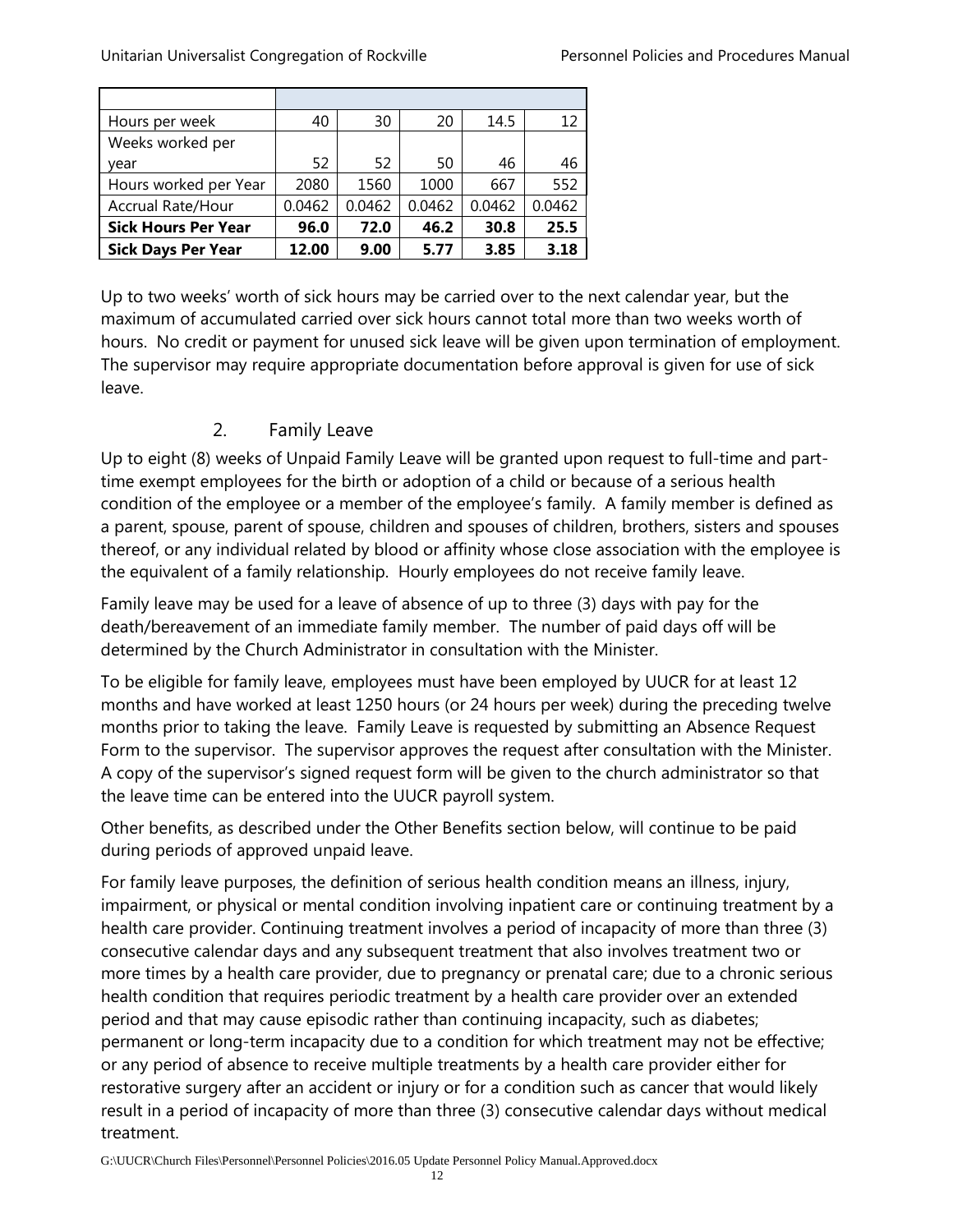| | | | | | |
|---|---|---|---|---|---|
| Hours per week | 40 | 30 | 20 | 14.5 | 12 |
| Weeks worked per year | 52 | 52 | 50 | 46 | 46 |
| Hours worked per Year | 2080 | 1560 | 1000 | 667 | 552 |
| Accrual Rate/Hour | 0.0462 | 0.0462 | 0.0462 | 0.0462 | 0.0462 |
| **Sick Hours Per Year** | **96.0** | **72.0** | **46.2** | **30.8** | **25.5** |
| **Sick Days Per Year** | **12.00** | **9.00** | **5.77** | **3.85** | **3.18** |

Up to two weeks' worth of sick hours may be carried over to the next calendar year, but the maximum of accumulated carried over sick hours cannot total more than two weeks worth of hours. No credit or payment for unused sick leave will be given upon termination of employment. The supervisor may require appropriate documentation before approval is given for use of sick leave.

### 2. Family Leave

Up to eight (8) weeks of Unpaid Family Leave will be granted upon request to full-time and part-time exempt employees for the birth or adoption of a child or because of a serious health condition of the employee or a member of the employee's family. A family member is defined as a parent, spouse, parent of spouse, children and spouses of children, brothers, sisters and spouses thereof, or any individual related by blood or affinity whose close association with the employee is the equivalent of a family relationship. Hourly employees do not receive family leave.

Family leave may be used for a leave of absence of up to three (3) days with pay for the death/bereavement of an immediate family member. The number of paid days off will be determined by the Church Administrator in consultation with the Minister.

To be eligible for family leave, employees must have been employed by UUCR for at least 12 months and have worked at least 1250 hours (or 24 hours per week) during the preceding twelve months prior to taking the leave. Family Leave is requested by submitting an Absence Request Form to the supervisor. The supervisor approves the request after consultation with the Minister. A copy of the supervisor's signed request form will be given to the church administrator so that the leave time can be entered into the UUCR payroll system.

Other benefits, as described under the Other Benefits section below, will continue to be paid during periods of approved unpaid leave.

For family leave purposes, the definition of serious health condition means an illness, injury, impairment, or physical or mental condition involving inpatient care or continuing treatment by a health care provider. Continuing treatment involves a period of incapacity of more than three (3) consecutive calendar days and any subsequent treatment that also involves treatment two or more times by a health care provider, due to pregnancy or prenatal care; due to a chronic serious health condition that requires periodic treatment by a health care provider over an extended period and that may cause episodic rather than continuing incapacity, such as diabetes; permanent or long-term incapacity due to a condition for which treatment may not be effective; or any period of absence to receive multiple treatments by a health care provider either for restorative surgery after an accident or injury or for a condition such as cancer that would likely result in a period of incapacity of more than three (3) consecutive calendar days without medical treatment.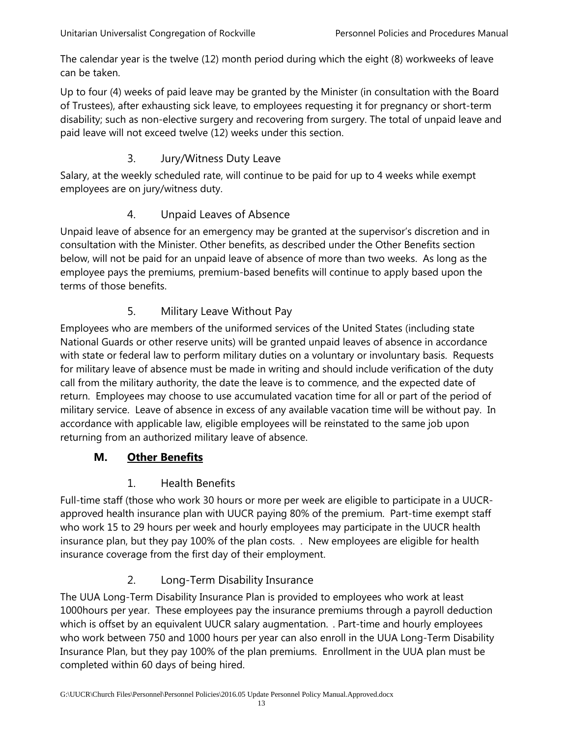The calendar year is the twelve (12) month period during which the eight (8) workweeks of leave can be taken.

Up to four (4) weeks of paid leave may be granted by the Minister (in consultation with the Board of Trustees), after exhausting sick leave, to employees requesting it for pregnancy or short-term disability; such as non-elective surgery and recovering from surgery. The total of unpaid leave and paid leave will not exceed twelve (12) weeks under this section.

### 3. Jury/Witness Duty Leave

Salary, at the weekly scheduled rate, will continue to be paid for up to 4 weeks while exempt employees are on jury/witness duty.

### 4. Unpaid Leaves of Absence

Unpaid leave of absence for an emergency may be granted at the supervisor's discretion and in consultation with the Minister. Other benefits, as described under the Other Benefits section below, will not be paid for an unpaid leave of absence of more than two weeks. As long as the employee pays the premiums, premium-based benefits will continue to apply based upon the terms of those benefits.

### 5. Military Leave Without Pay

Employees who are members of the uniformed services of the United States (including state National Guards or other reserve units) will be granted unpaid leaves of absence in accordance with state or federal law to perform military duties on a voluntary or involuntary basis. Requests for military leave of absence must be made in writing and should include verification of the duty call from the military authority, the date the leave is to commence, and the expected date of return. Employees may choose to use accumulated vacation time for all or part of the period of military service. Leave of absence in excess of any available vacation time will be without pay. In accordance with applicable law, eligible employees will be reinstated to the same job upon returning from an authorized military leave of absence.

## M. **Other Benefits**

### 1. Health Benefits

Full-time staff (those who work 30 hours or more per week are eligible to participate in a UUCR-approved health insurance plan with UUCR paying 80% of the premium. Part-time exempt staff who work 15 to 29 hours per week and hourly employees may participate in the UUCR health insurance plan, but they pay 100% of the plan costs. . New employees are eligible for health insurance coverage from the first day of their employment.

### 2. Long-Term Disability Insurance

The UUA Long-Term Disability Insurance Plan is provided to employees who work at least 1000hours per year. These employees pay the insurance premiums through a payroll deduction which is offset by an equivalent UUCR salary augmentation. . Part-time and hourly employees who work between 750 and 1000 hours per year can also enroll in the UUA Long-Term Disability Insurance Plan, but they pay 100% of the plan premiums. Enrollment in the UUA plan must be completed within 60 days of being hired.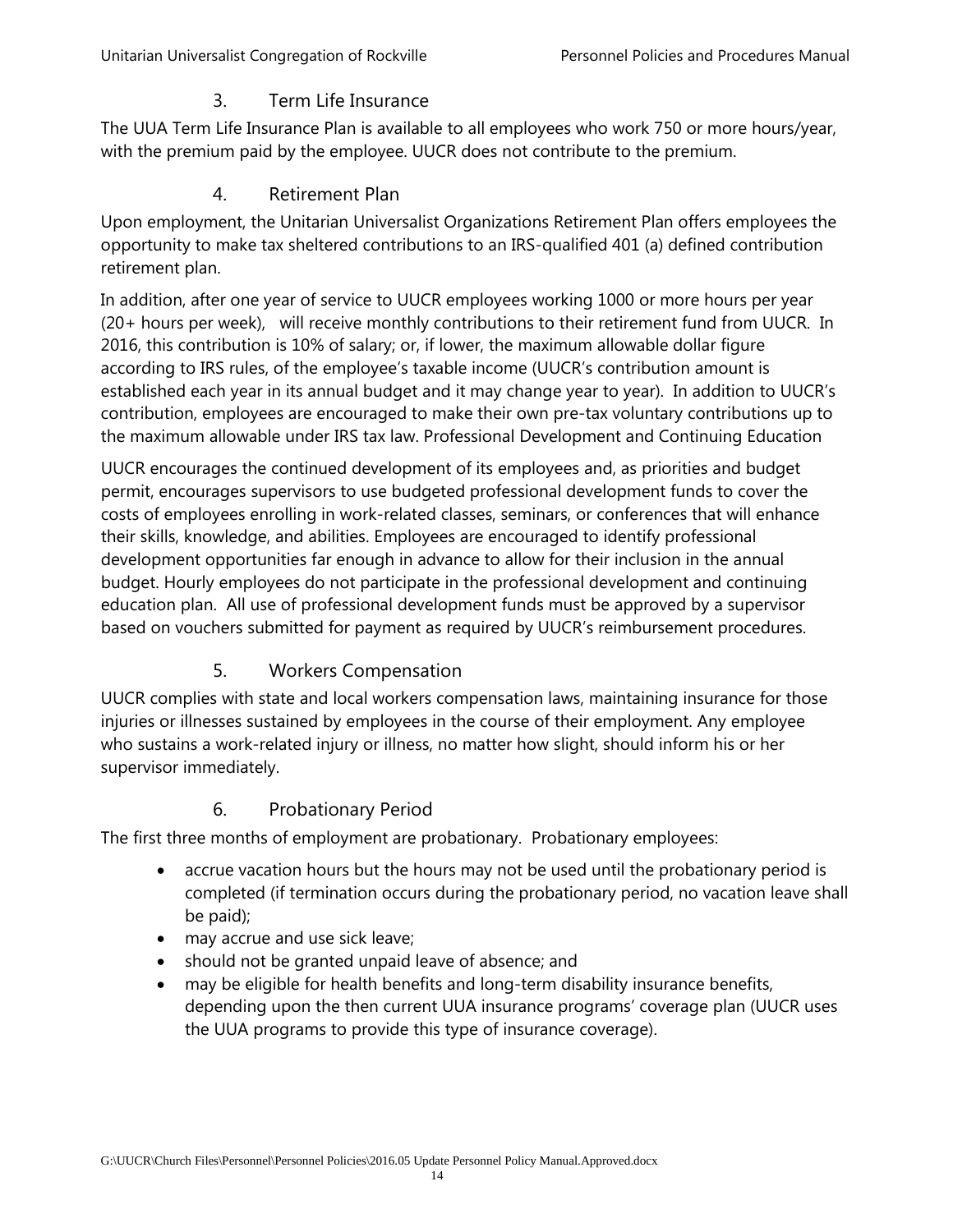### 3. Term Life Insurance

The UUA Term Life Insurance Plan is available to all employees who work 750 or more hours/year, with the premium paid by the employee. UUCR does not contribute to the premium.

### 4. Retirement Plan

Upon employment, the Unitarian Universalist Organizations Retirement Plan offers employees the opportunity to make tax sheltered contributions to an IRS-qualified 401 (a) defined contribution retirement plan.

In addition, after one year of service to UUCR employees working 1000 or more hours per year (20+ hours per week), will receive monthly contributions to their retirement fund from UUCR. In 2016, this contribution is 10% of salary; or, if lower, the maximum allowable dollar figure according to IRS rules, of the employee's taxable income (UUCR's contribution amount is established each year in its annual budget and it may change year to year). In addition to UUCR's contribution, employees are encouraged to make their own pre-tax voluntary contributions up to the maximum allowable under IRS tax law. Professional Development and Continuing Education

UUCR encourages the continued development of its employees and, as priorities and budget permit, encourages supervisors to use budgeted professional development funds to cover the costs of employees enrolling in work-related classes, seminars, or conferences that will enhance their skills, knowledge, and abilities. Employees are encouraged to identify professional development opportunities far enough in advance to allow for their inclusion in the annual budget. Hourly employees do not participate in the professional development and continuing education plan. All use of professional development funds must be approved by a supervisor based on vouchers submitted for payment as required by UUCR's reimbursement procedures.

### 5. Workers Compensation

UUCR complies with state and local workers compensation laws, maintaining insurance for those injuries or illnesses sustained by employees in the course of their employment. Any employee who sustains a work-related injury or illness, no matter how slight, should inform his or her supervisor immediately.

### 6. Probationary Period

The first three months of employment are probationary. Probationary employees:

- accrue vacation hours but the hours may not be used until the probationary period is completed (if termination occurs during the probationary period, no vacation leave shall be paid);
- may accrue and use sick leave;
- should not be granted unpaid leave of absence; and
- may be eligible for health benefits and long-term disability insurance benefits, depending upon the then current UUA insurance programs' coverage plan (UUCR uses the UUA programs to provide this type of insurance coverage).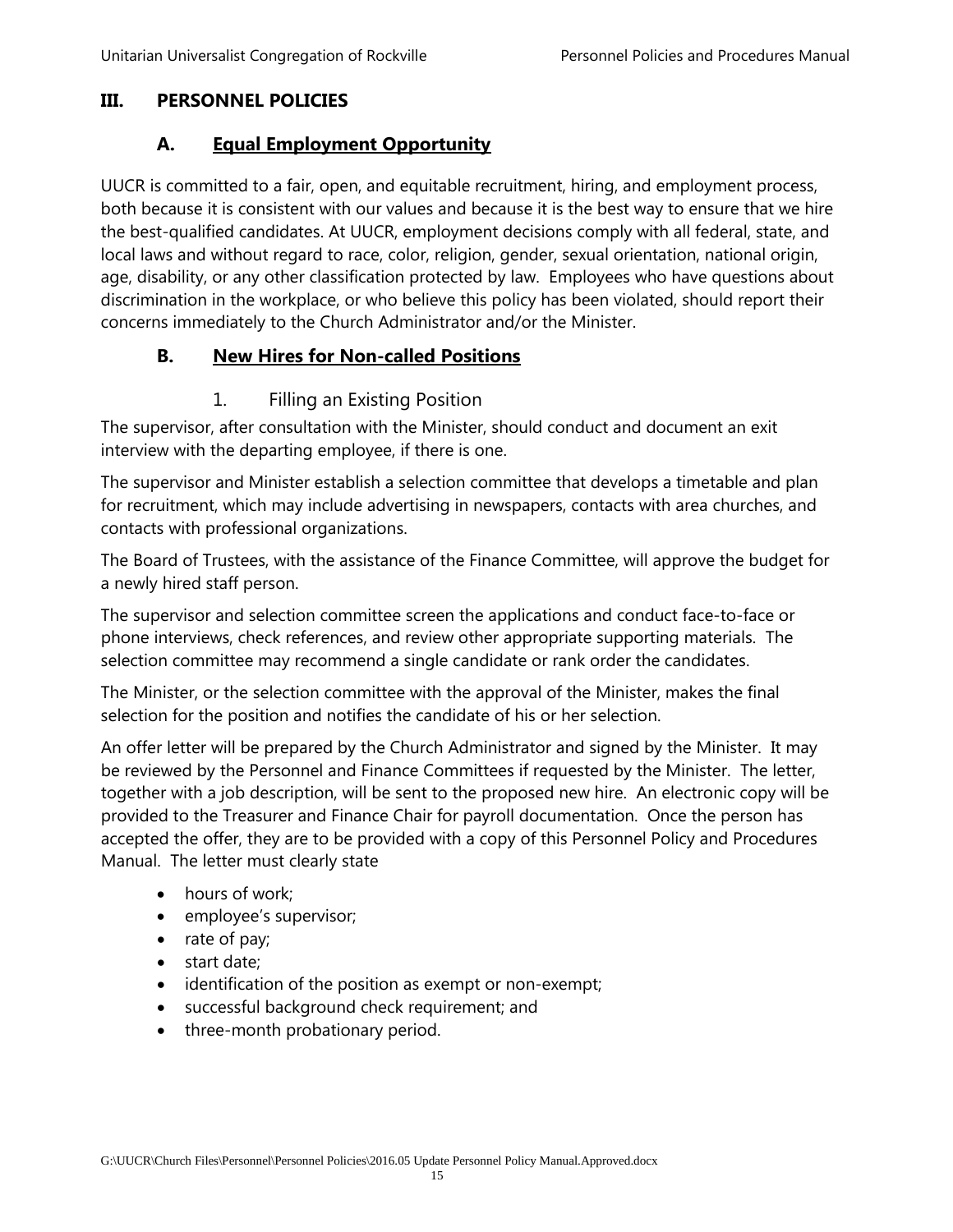# III. PERSONNEL POLICIES

## A. Equal Employment Opportunity

UUCR is committed to a fair, open, and equitable recruitment, hiring, and employment process, both because it is consistent with our values and because it is the best way to ensure that we hire the best-qualified candidates. At UUCR, employment decisions comply with all federal, state, and local laws and without regard to race, color, religion, gender, sexual orientation, national origin, age, disability, or any other classification protected by law. Employees who have questions about discrimination in the workplace, or who believe this policy has been violated, should report their concerns immediately to the Church Administrator and/or the Minister.

## B. New Hires for Non-called Positions

### 1. Filling an Existing Position

The supervisor, after consultation with the Minister, should conduct and document an exit interview with the departing employee, if there is one.

The supervisor and Minister establish a selection committee that develops a timetable and plan for recruitment, which may include advertising in newspapers, contacts with area churches, and contacts with professional organizations.

The Board of Trustees, with the assistance of the Finance Committee, will approve the budget for a newly hired staff person.

The supervisor and selection committee screen the applications and conduct face-to-face or phone interviews, check references, and review other appropriate supporting materials. The selection committee may recommend a single candidate or rank order the candidates.

The Minister, or the selection committee with the approval of the Minister, makes the final selection for the position and notifies the candidate of his or her selection.

An offer letter will be prepared by the Church Administrator and signed by the Minister. It may be reviewed by the Personnel and Finance Committees if requested by the Minister. The letter, together with a job description, will be sent to the proposed new hire. An electronic copy will be provided to the Treasurer and Finance Chair for payroll documentation. Once the person has accepted the offer, they are to be provided with a copy of this Personnel Policy and Procedures Manual. The letter must clearly state

- hours of work;
- employee's supervisor;
- rate of pay;
- start date;
- identification of the position as exempt or non-exempt;
- successful background check requirement; and
- three-month probationary period.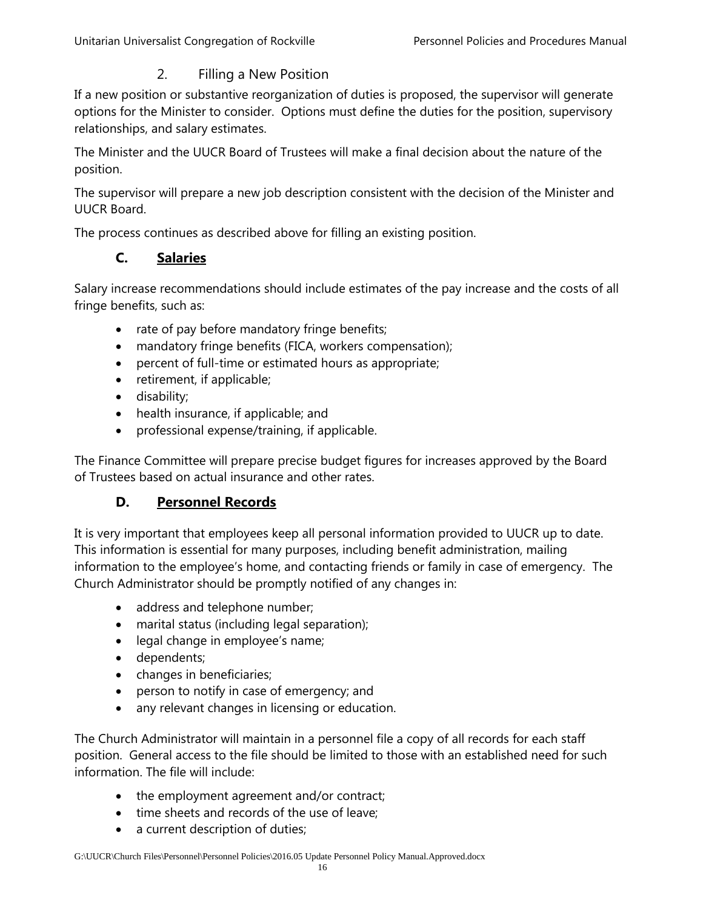### 2. Filling a New Position

If a new position or substantive reorganization of duties is proposed, the supervisor will generate options for the Minister to consider. Options must define the duties for the position, supervisory relationships, and salary estimates.

The Minister and the UUCR Board of Trustees will make a final decision about the nature of the position.

The supervisor will prepare a new job description consistent with the decision of the Minister and UUCR Board.

The process continues as described above for filling an existing position.

## C. Salaries

Salary increase recommendations should include estimates of the pay increase and the costs of all fringe benefits, such as:

- rate of pay before mandatory fringe benefits;
- mandatory fringe benefits (FICA, workers compensation);
- percent of full-time or estimated hours as appropriate;
- retirement, if applicable;
- disability;
- health insurance, if applicable; and
- professional expense/training, if applicable.

The Finance Committee will prepare precise budget figures for increases approved by the Board of Trustees based on actual insurance and other rates.

## D. Personnel Records

It is very important that employees keep all personal information provided to UUCR up to date. This information is essential for many purposes, including benefit administration, mailing information to the employee's home, and contacting friends or family in case of emergency. The Church Administrator should be promptly notified of any changes in:

- address and telephone number;
- marital status (including legal separation);
- legal change in employee's name;
- dependents;
- changes in beneficiaries;
- person to notify in case of emergency; and
- any relevant changes in licensing or education.

The Church Administrator will maintain in a personnel file a copy of all records for each staff position. General access to the file should be limited to those with an established need for such information. The file will include:

- the employment agreement and/or contract;
- time sheets and records of the use of leave;
- a current description of duties;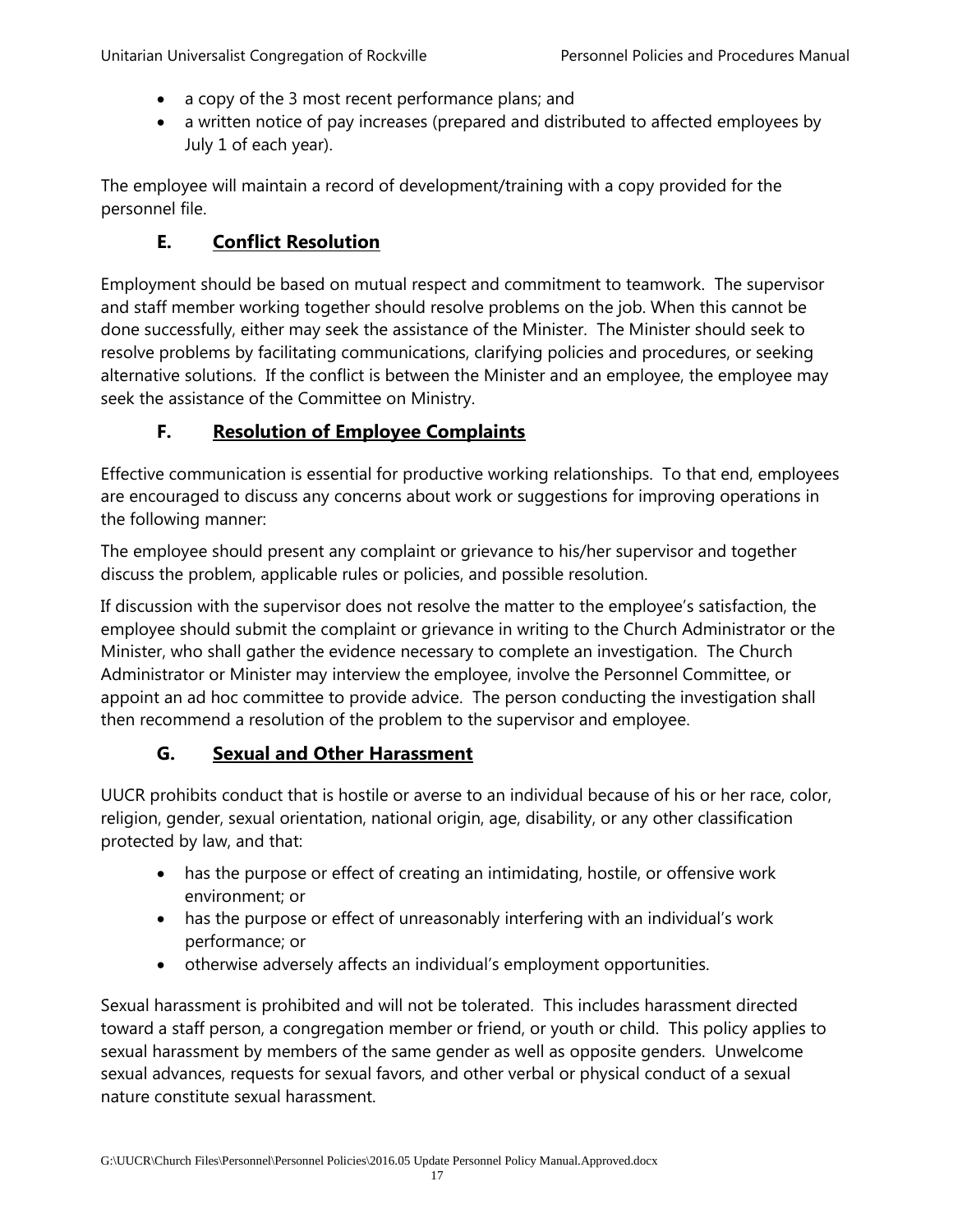- a copy of the 3 most recent performance plans; and
- a written notice of pay increases (prepared and distributed to affected employees by July 1 of each year).

The employee will maintain a record of development/training with a copy provided for the personnel file.

### E. Conflict Resolution

Employment should be based on mutual respect and commitment to teamwork. The supervisor and staff member working together should resolve problems on the job. When this cannot be done successfully, either may seek the assistance of the Minister. The Minister should seek to resolve problems by facilitating communications, clarifying policies and procedures, or seeking alternative solutions. If the conflict is between the Minister and an employee, the employee may seek the assistance of the Committee on Ministry.

### F. Resolution of Employee Complaints

Effective communication is essential for productive working relationships. To that end, employees are encouraged to discuss any concerns about work or suggestions for improving operations in the following manner:

The employee should present any complaint or grievance to his/her supervisor and together discuss the problem, applicable rules or policies, and possible resolution.

If discussion with the supervisor does not resolve the matter to the employee's satisfaction, the employee should submit the complaint or grievance in writing to the Church Administrator or the Minister, who shall gather the evidence necessary to complete an investigation. The Church Administrator or Minister may interview the employee, involve the Personnel Committee, or appoint an ad hoc committee to provide advice. The person conducting the investigation shall then recommend a resolution of the problem to the supervisor and employee.

### G. Sexual and Other Harassment

UUCR prohibits conduct that is hostile or averse to an individual because of his or her race, color, religion, gender, sexual orientation, national origin, age, disability, or any other classification protected by law, and that:

- has the purpose or effect of creating an intimidating, hostile, or offensive work environment; or
- has the purpose or effect of unreasonably interfering with an individual's work performance; or
- otherwise adversely affects an individual's employment opportunities.

Sexual harassment is prohibited and will not be tolerated. This includes harassment directed toward a staff person, a congregation member or friend, or youth or child. This policy applies to sexual harassment by members of the same gender as well as opposite genders. Unwelcome sexual advances, requests for sexual favors, and other verbal or physical conduct of a sexual nature constitute sexual harassment.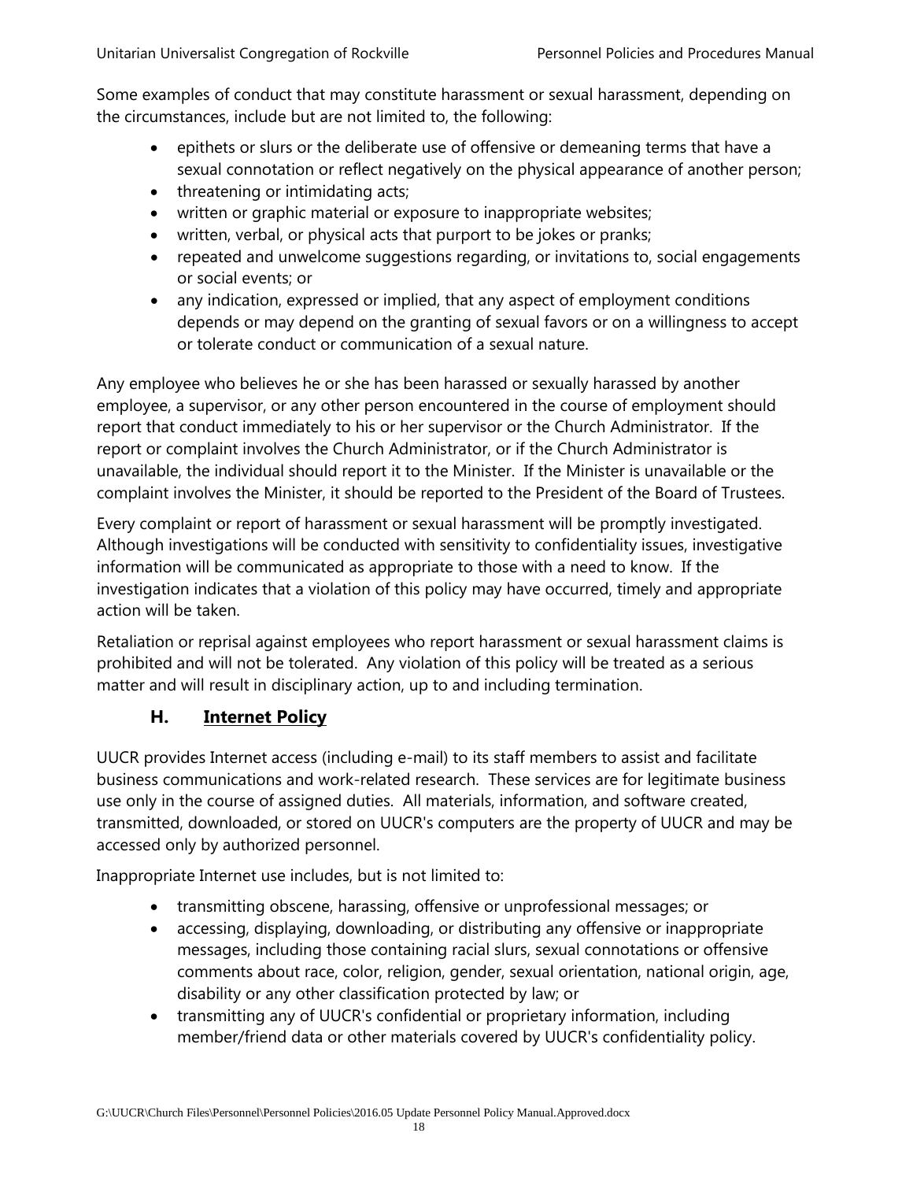Some examples of conduct that may constitute harassment or sexual harassment, depending on the circumstances, include but are not limited to, the following:

- epithets or slurs or the deliberate use of offensive or demeaning terms that have a sexual connotation or reflect negatively on the physical appearance of another person;
- threatening or intimidating acts;
- written or graphic material or exposure to inappropriate websites;
- written, verbal, or physical acts that purport to be jokes or pranks;
- repeated and unwelcome suggestions regarding, or invitations to, social engagements or social events; or
- any indication, expressed or implied, that any aspect of employment conditions depends or may depend on the granting of sexual favors or on a willingness to accept or tolerate conduct or communication of a sexual nature.

Any employee who believes he or she has been harassed or sexually harassed by another employee, a supervisor, or any other person encountered in the course of employment should report that conduct immediately to his or her supervisor or the Church Administrator. If the report or complaint involves the Church Administrator, or if the Church Administrator is unavailable, the individual should report it to the Minister. If the Minister is unavailable or the complaint involves the Minister, it should be reported to the President of the Board of Trustees.

Every complaint or report of harassment or sexual harassment will be promptly investigated. Although investigations will be conducted with sensitivity to confidentiality issues, investigative information will be communicated as appropriate to those with a need to know. If the investigation indicates that a violation of this policy may have occurred, timely and appropriate action will be taken.

Retaliation or reprisal against employees who report harassment or sexual harassment claims is prohibited and will not be tolerated. Any violation of this policy will be treated as a serious matter and will result in disciplinary action, up to and including termination.

## H. Internet Policy

UUCR provides Internet access (including e-mail) to its staff members to assist and facilitate business communications and work-related research. These services are for legitimate business use only in the course of assigned duties. All materials, information, and software created, transmitted, downloaded, or stored on UUCR's computers are the property of UUCR and may be accessed only by authorized personnel.

Inappropriate Internet use includes, but is not limited to:

- transmitting obscene, harassing, offensive or unprofessional messages; or
- accessing, displaying, downloading, or distributing any offensive or inappropriate messages, including those containing racial slurs, sexual connotations or offensive comments about race, color, religion, gender, sexual orientation, national origin, age, disability or any other classification protected by law; or
- transmitting any of UUCR's confidential or proprietary information, including member/friend data or other materials covered by UUCR's confidentiality policy.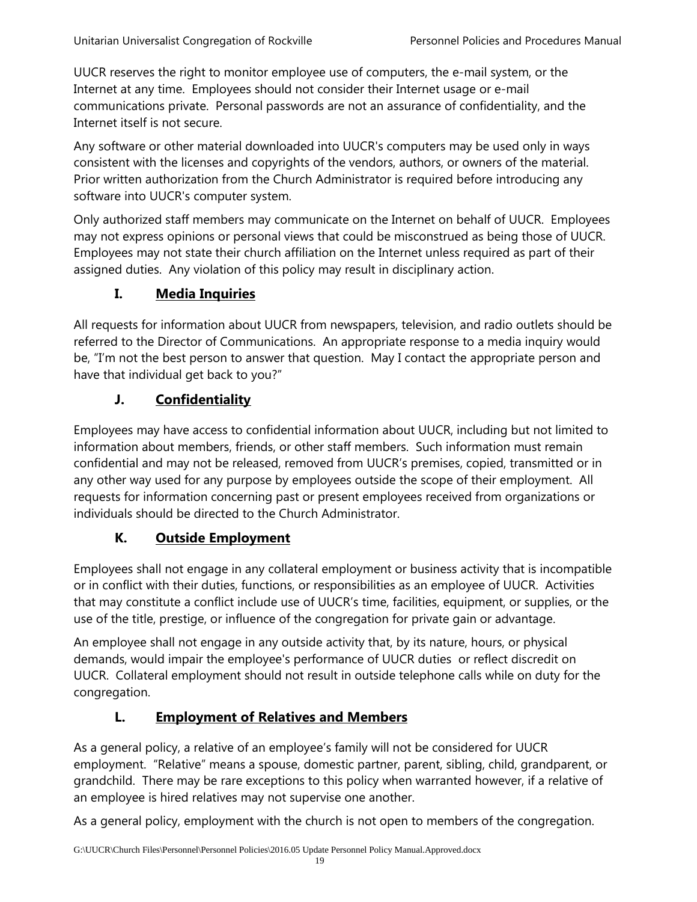UUCR reserves the right to monitor employee use of computers, the e-mail system, or the Internet at any time. Employees should not consider their Internet usage or e-mail communications private. Personal passwords are not an assurance of confidentiality, and the Internet itself is not secure.

Any software or other material downloaded into UUCR's computers may be used only in ways consistent with the licenses and copyrights of the vendors, authors, or owners of the material. Prior written authorization from the Church Administrator is required before introducing any software into UUCR's computer system.

Only authorized staff members may communicate on the Internet on behalf of UUCR. Employees may not express opinions or personal views that could be misconstrued as being those of UUCR. Employees may not state their church affiliation on the Internet unless required as part of their assigned duties. Any violation of this policy may result in disciplinary action.

### I. Media Inquiries

All requests for information about UUCR from newspapers, television, and radio outlets should be referred to the Director of Communications. An appropriate response to a media inquiry would be, "I'm not the best person to answer that question. May I contact the appropriate person and have that individual get back to you?"

### J. Confidentiality

Employees may have access to confidential information about UUCR, including but not limited to information about members, friends, or other staff members. Such information must remain confidential and may not be released, removed from UUCR's premises, copied, transmitted or in any other way used for any purpose by employees outside the scope of their employment. All requests for information concerning past or present employees received from organizations or individuals should be directed to the Church Administrator.

### K. Outside Employment

Employees shall not engage in any collateral employment or business activity that is incompatible or in conflict with their duties, functions, or responsibilities as an employee of UUCR. Activities that may constitute a conflict include use of UUCR's time, facilities, equipment, or supplies, or the use of the title, prestige, or influence of the congregation for private gain or advantage.

An employee shall not engage in any outside activity that, by its nature, hours, or physical demands, would impair the employee's performance of UUCR duties or reflect discredit on UUCR. Collateral employment should not result in outside telephone calls while on duty for the congregation.

### L. Employment of Relatives and Members

As a general policy, a relative of an employee's family will not be considered for UUCR employment. "Relative" means a spouse, domestic partner, parent, sibling, child, grandparent, or grandchild. There may be rare exceptions to this policy when warranted however, if a relative of an employee is hired relatives may not supervise one another.

As a general policy, employment with the church is not open to members of the congregation.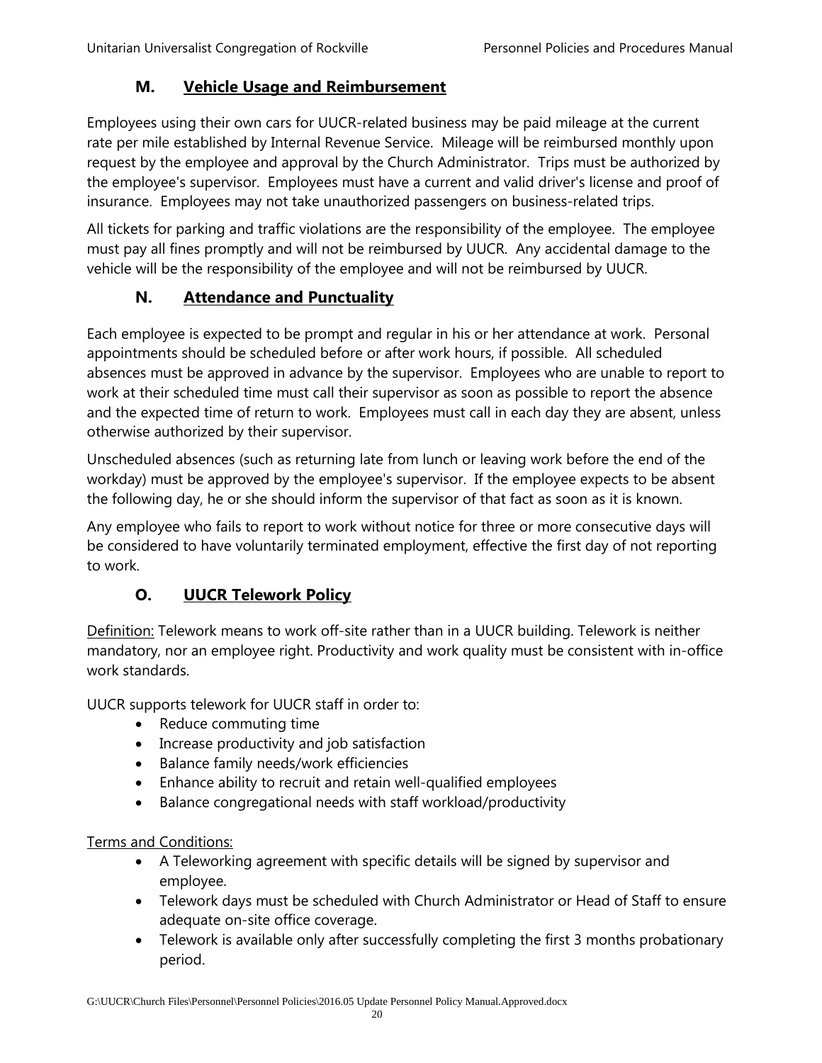## M. Vehicle Usage and Reimbursement

Employees using their own cars for UUCR-related business may be paid mileage at the current rate per mile established by Internal Revenue Service. Mileage will be reimbursed monthly upon request by the employee and approval by the Church Administrator. Trips must be authorized by the employee's supervisor. Employees must have a current and valid driver's license and proof of insurance. Employees may not take unauthorized passengers on business-related trips.

All tickets for parking and traffic violations are the responsibility of the employee. The employee must pay all fines promptly and will not be reimbursed by UUCR. Any accidental damage to the vehicle will be the responsibility of the employee and will not be reimbursed by UUCR.

## N. Attendance and Punctuality

Each employee is expected to be prompt and regular in his or her attendance at work. Personal appointments should be scheduled before or after work hours, if possible. All scheduled absences must be approved in advance by the supervisor. Employees who are unable to report to work at their scheduled time must call their supervisor as soon as possible to report the absence and the expected time of return to work. Employees must call in each day they are absent, unless otherwise authorized by their supervisor.

Unscheduled absences (such as returning late from lunch or leaving work before the end of the workday) must be approved by the employee's supervisor. If the employee expects to be absent the following day, he or she should inform the supervisor of that fact as soon as it is known.

Any employee who fails to report to work without notice for three or more consecutive days will be considered to have voluntarily terminated employment, effective the first day of not reporting to work.

## O. UUCR Telework Policy

Definition: Telework means to work off-site rather than in a UUCR building. Telework is neither mandatory, nor an employee right. Productivity and work quality must be consistent with in-office work standards.

UUCR supports telework for UUCR staff in order to:

- Reduce commuting time
- Increase productivity and job satisfaction
- Balance family needs/work efficiencies
- Enhance ability to recruit and retain well-qualified employees
- Balance congregational needs with staff workload/productivity

Terms and Conditions:

- A Teleworking agreement with specific details will be signed by supervisor and employee.
- Telework days must be scheduled with Church Administrator or Head of Staff to ensure adequate on-site office coverage.
- Telework is available only after successfully completing the first 3 months probationary period.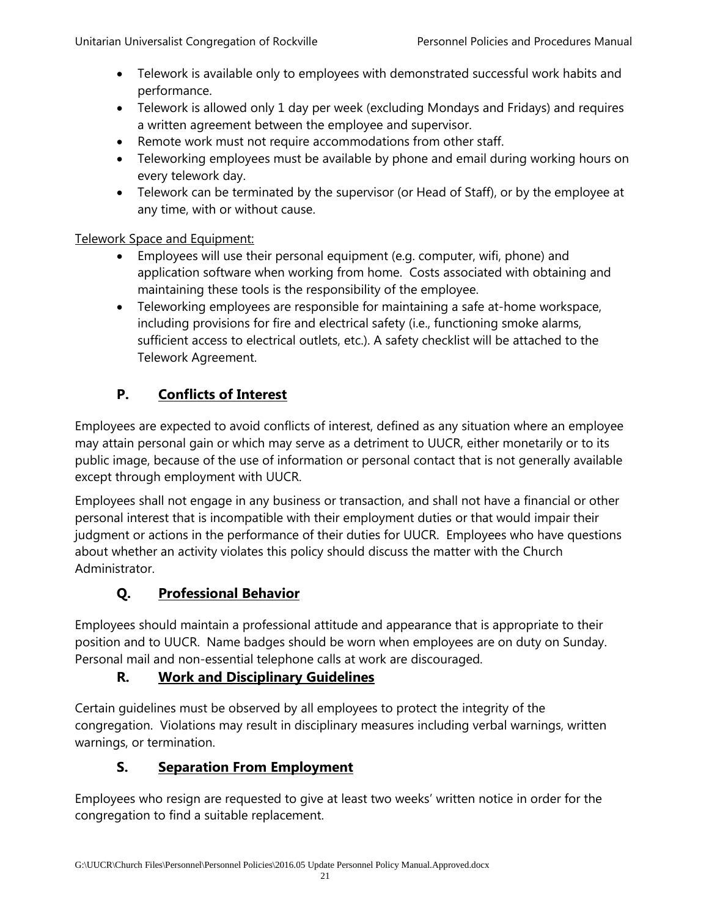- Telework is available only to employees with demonstrated successful work habits and performance.
- Telework is allowed only 1 day per week (excluding Mondays and Fridays) and requires a written agreement between the employee and supervisor.
- Remote work must not require accommodations from other staff.
- Teleworking employees must be available by phone and email during working hours on every telework day.
- Telework can be terminated by the supervisor (or Head of Staff), or by the employee at any time, with or without cause.

Telework Space and Equipment:

- Employees will use their personal equipment (e.g. computer, wifi, phone) and application software when working from home. Costs associated with obtaining and maintaining these tools is the responsibility of the employee.
- Teleworking employees are responsible for maintaining a safe at-home workspace, including provisions for fire and electrical safety (i.e., functioning smoke alarms, sufficient access to electrical outlets, etc.). A safety checklist will be attached to the Telework Agreement.

## P. Conflicts of Interest

Employees are expected to avoid conflicts of interest, defined as any situation where an employee may attain personal gain or which may serve as a detriment to UUCR, either monetarily or to its public image, because of the use of information or personal contact that is not generally available except through employment with UUCR.

Employees shall not engage in any business or transaction, and shall not have a financial or other personal interest that is incompatible with their employment duties or that would impair their judgment or actions in the performance of their duties for UUCR. Employees who have questions about whether an activity violates this policy should discuss the matter with the Church Administrator.

## Q. Professional Behavior

Employees should maintain a professional attitude and appearance that is appropriate to their position and to UUCR. Name badges should be worn when employees are on duty on Sunday. Personal mail and non-essential telephone calls at work are discouraged.

## R. Work and Disciplinary Guidelines

Certain guidelines must be observed by all employees to protect the integrity of the congregation. Violations may result in disciplinary measures including verbal warnings, written warnings, or termination.

## S. Separation From Employment

Employees who resign are requested to give at least two weeks' written notice in order for the congregation to find a suitable replacement.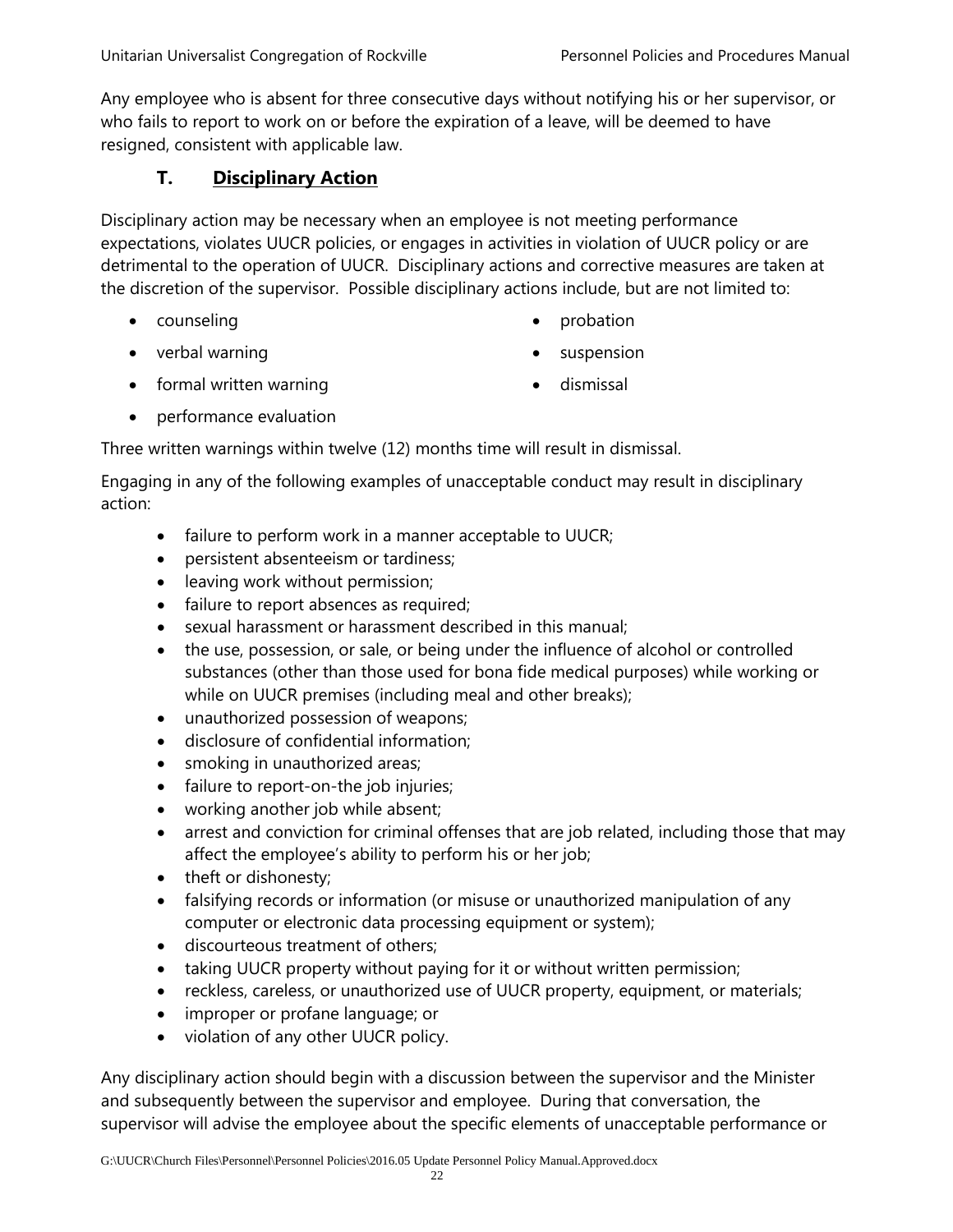Any employee who is absent for three consecutive days without notifying his or her supervisor, or who fails to report to work on or before the expiration of a leave, will be deemed to have resigned, consistent with applicable law.

### T. Disciplinary Action

Disciplinary action may be necessary when an employee is not meeting performance expectations, violates UUCR policies, or engages in activities in violation of UUCR policy or are detrimental to the operation of UUCR. Disciplinary actions and corrective measures are taken at the discretion of the supervisor. Possible disciplinary actions include, but are not limited to:

- counseling
- verbal warning
- formal written warning
- performance evaluation
- probation
- suspension
- dismissal

Three written warnings within twelve (12) months time will result in dismissal.

Engaging in any of the following examples of unacceptable conduct may result in disciplinary action:

- failure to perform work in a manner acceptable to UUCR;
- persistent absenteeism or tardiness;
- leaving work without permission;
- failure to report absences as required;
- sexual harassment or harassment described in this manual;
- the use, possession, or sale, or being under the influence of alcohol or controlled substances (other than those used for bona fide medical purposes) while working or while on UUCR premises (including meal and other breaks);
- unauthorized possession of weapons;
- disclosure of confidential information;
- smoking in unauthorized areas;
- failure to report-on-the job injuries;
- working another job while absent;
- arrest and conviction for criminal offenses that are job related, including those that may affect the employee's ability to perform his or her job;
- theft or dishonesty;
- falsifying records or information (or misuse or unauthorized manipulation of any computer or electronic data processing equipment or system);
- discourteous treatment of others;
- taking UUCR property without paying for it or without written permission;
- reckless, careless, or unauthorized use of UUCR property, equipment, or materials;
- improper or profane language; or
- violation of any other UUCR policy.

Any disciplinary action should begin with a discussion between the supervisor and the Minister and subsequently between the supervisor and employee. During that conversation, the supervisor will advise the employee about the specific elements of unacceptable performance or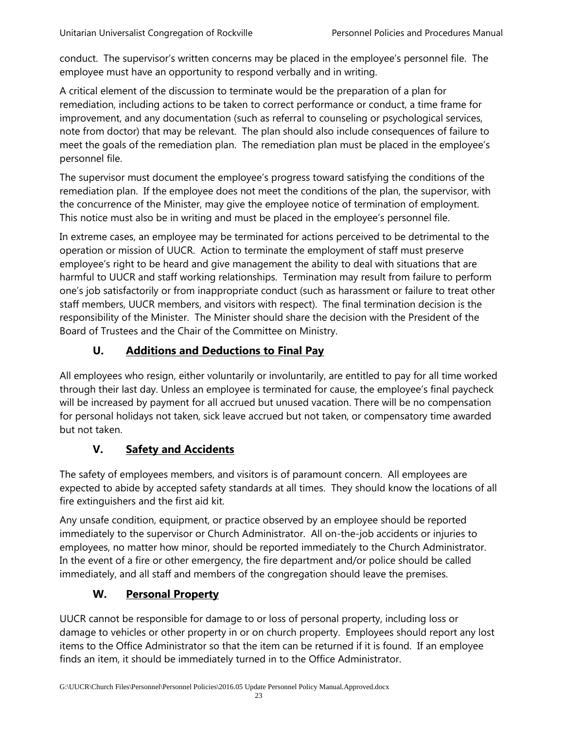conduct. The supervisor's written concerns may be placed in the employee's personnel file. The employee must have an opportunity to respond verbally and in writing.

A critical element of the discussion to terminate would be the preparation of a plan for remediation, including actions to be taken to correct performance or conduct, a time frame for improvement, and any documentation (such as referral to counseling or psychological services, note from doctor) that may be relevant. The plan should also include consequences of failure to meet the goals of the remediation plan. The remediation plan must be placed in the employee's personnel file.

The supervisor must document the employee's progress toward satisfying the conditions of the remediation plan. If the employee does not meet the conditions of the plan, the supervisor, with the concurrence of the Minister, may give the employee notice of termination of employment. This notice must also be in writing and must be placed in the employee's personnel file.

In extreme cases, an employee may be terminated for actions perceived to be detrimental to the operation or mission of UUCR. Action to terminate the employment of staff must preserve employee's right to be heard and give management the ability to deal with situations that are harmful to UUCR and staff working relationships. Termination may result from failure to perform one's job satisfactorily or from inappropriate conduct (such as harassment or failure to treat other staff members, UUCR members, and visitors with respect). The final termination decision is the responsibility of the Minister. The Minister should share the decision with the President of the Board of Trustees and the Chair of the Committee on Ministry.

## U. Additions and Deductions to Final Pay

All employees who resign, either voluntarily or involuntarily, are entitled to pay for all time worked through their last day. Unless an employee is terminated for cause, the employee's final paycheck will be increased by payment for all accrued but unused vacation. There will be no compensation for personal holidays not taken, sick leave accrued but not taken, or compensatory time awarded but not taken.

## V. Safety and Accidents

The safety of employees members, and visitors is of paramount concern. All employees are expected to abide by accepted safety standards at all times. They should know the locations of all fire extinguishers and the first aid kit.

Any unsafe condition, equipment, or practice observed by an employee should be reported immediately to the supervisor or Church Administrator. All on-the-job accidents or injuries to employees, no matter how minor, should be reported immediately to the Church Administrator. In the event of a fire or other emergency, the fire department and/or police should be called immediately, and all staff and members of the congregation should leave the premises.

## W. Personal Property

UUCR cannot be responsible for damage to or loss of personal property, including loss or damage to vehicles or other property in or on church property. Employees should report any lost items to the Office Administrator so that the item can be returned if it is found. If an employee finds an item, it should be immediately turned in to the Office Administrator.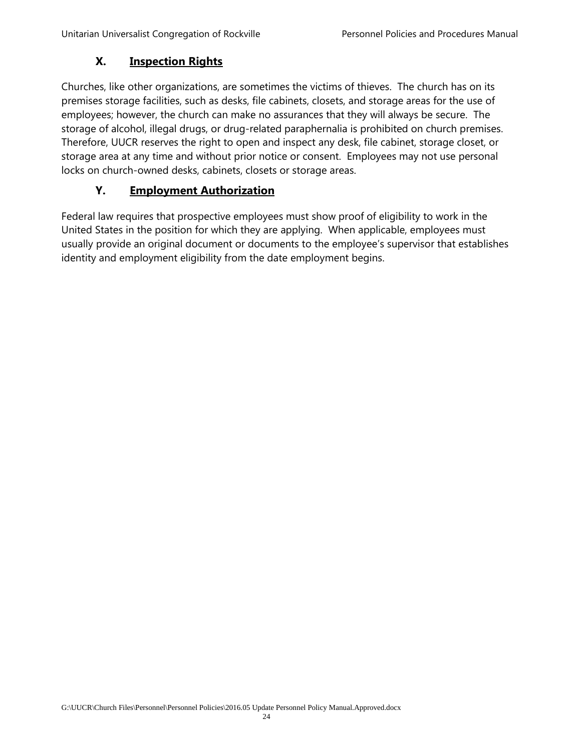### X. Inspection Rights

Churches, like other organizations, are sometimes the victims of thieves. The church has on its premises storage facilities, such as desks, file cabinets, closets, and storage areas for the use of employees; however, the church can make no assurances that they will always be secure. The storage of alcohol, illegal drugs, or drug-related paraphernalia is prohibited on church premises. Therefore, UUCR reserves the right to open and inspect any desk, file cabinet, storage closet, or storage area at any time and without prior notice or consent. Employees may not use personal locks on church-owned desks, cabinets, closets or storage areas.

### Y. Employment Authorization

Federal law requires that prospective employees must show proof of eligibility to work in the United States in the position for which they are applying. When applicable, employees must usually provide an original document or documents to the employee's supervisor that establishes identity and employment eligibility from the date employment begins.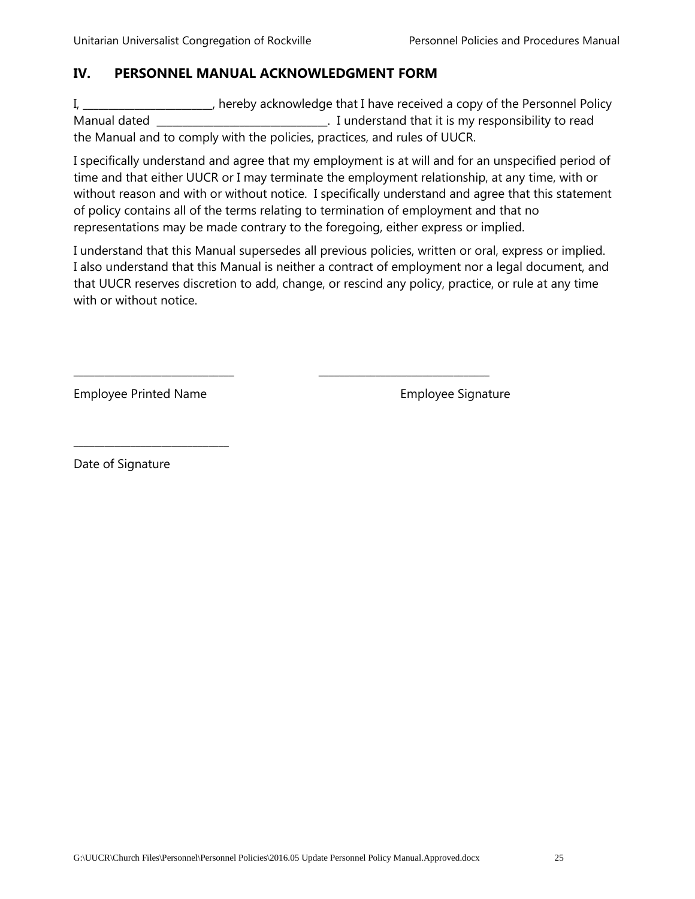## IV. PERSONNEL MANUAL ACKNOWLEDGMENT FORM

I, _________________________, hereby acknowledge that I have received a copy of the Personnel Policy Manual dated ________________________________. I understand that it is my responsibility to read the Manual and to comply with the policies, practices, and rules of UUCR.

I specifically understand and agree that my employment is at will and for an unspecified period of time and that either UUCR or I may terminate the employment relationship, at any time, with or without reason and with or without notice. I specifically understand and agree that this statement of policy contains all of the terms relating to termination of employment and that no representations may be made contrary to the foregoing, either express or implied.

I understand that this Manual supersedes all previous policies, written or oral, express or implied. I also understand that this Manual is neither a contract of employment nor a legal document, and that UUCR reserves discretion to add, change, or rescind any policy, practice, or rule at any time with or without notice.

______________________________ ________________________________

Employee Printed Name Employee Signature

_____________________________

Date of Signature